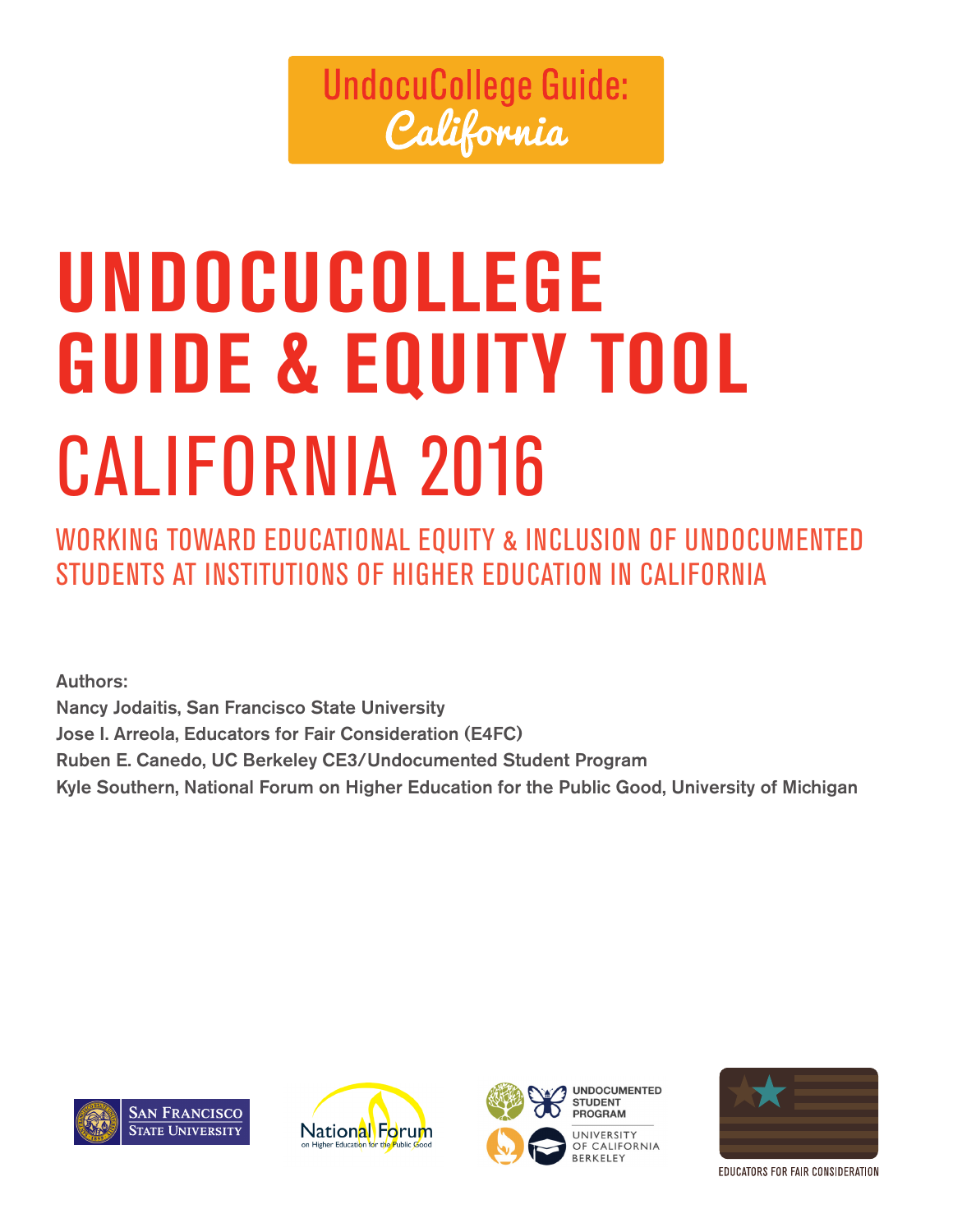UndocuCollege Guide: California

# UNDOCUCOLLEGE GUIDE & EQUITY TOOL

# CALIFORNIA 2016

## WORKING TOWARD EDUCATIONAL EQUITY & INCLUSION OF UNDOCUMENTED STUDENTS AT INSTITUTIONS OF HIGHER EDUCATION IN CALIFORNIA

**Authors:**

**Nancy Jodaitis, San Francisco State University**

**Jose I. Arreola, Educators for Fair Consideration (E4FC)**

**Ruben E. Canedo, UC Berkeley CE3/Undocumented Student Program**

**Kyle Southern, National Forum on Higher Education for the Public Good, University of Michigan**

San Francisco State University

National Forum on Higher Education for the Public Good

Undocumented Student Program, University of California Berkeley

Educators for Fair Consideration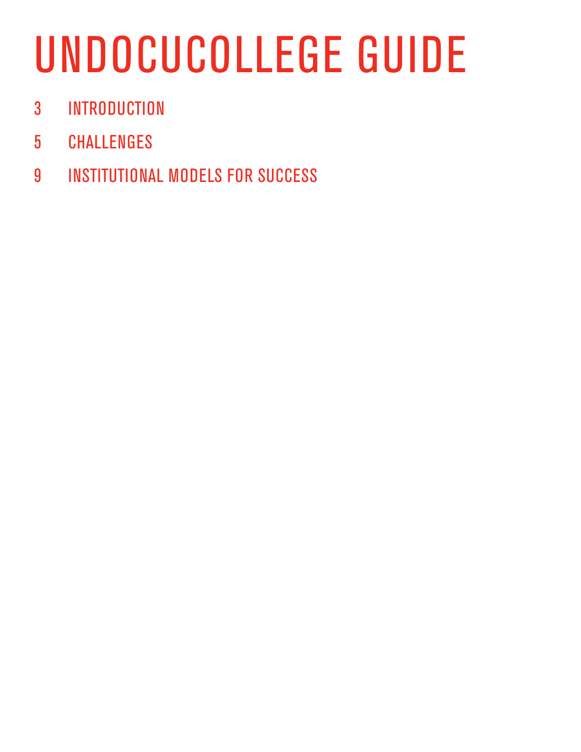# UNDOCUCOLLEGE GUIDE

3 INTRODUCTION

5 CHALLENGES

9 INSTITUTIONAL MODELS FOR SUCCESS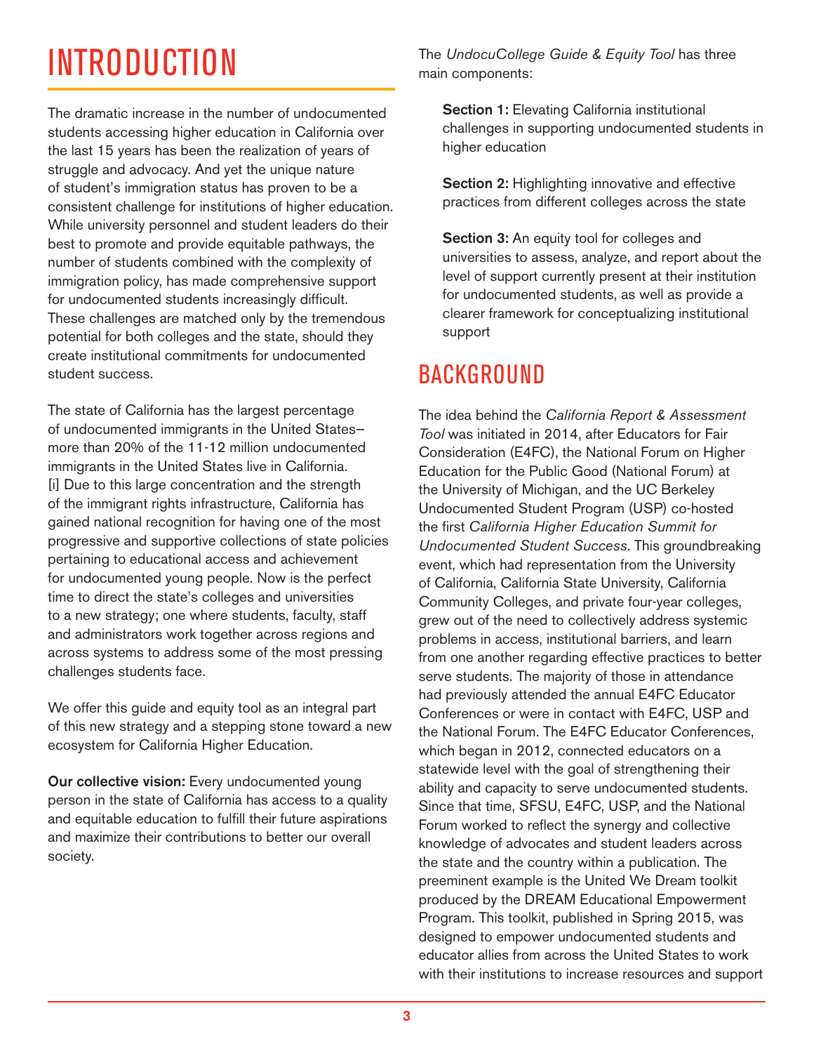# INTRODUCTION

The dramatic increase in the number of undocumented students accessing higher education in California over the last 15 years has been the realization of years of struggle and advocacy. And yet the unique nature of student's immigration status has proven to be a consistent challenge for institutions of higher education. While university personnel and student leaders do their best to promote and provide equitable pathways, the number of students combined with the complexity of immigration policy, has made comprehensive support for undocumented students increasingly difficult. These challenges are matched only by the tremendous potential for both colleges and the state, should they create institutional commitments for undocumented student success.

The state of California has the largest percentage of undocumented immigrants in the United States– more than 20% of the 11-12 million undocumented immigrants in the United States live in California. [i] Due to this large concentration and the strength of the immigrant rights infrastructure, California has gained national recognition for having one of the most progressive and supportive collections of state policies pertaining to educational access and achievement for undocumented young people. Now is the perfect time to direct the state's colleges and universities to a new strategy; one where students, faculty, staff and administrators work together across regions and across systems to address some of the most pressing challenges students face.

We offer this guide and equity tool as an integral part of this new strategy and a stepping stone toward a new ecosystem for California Higher Education.

**Our collective vision:** Every undocumented young person in the state of California has access to a quality and equitable education to fulfill their future aspirations and maximize their contributions to better our overall society.

The *UndocuCollege Guide & Equity Tool* has three main components:

**Section 1:** Elevating California institutional challenges in supporting undocumented students in higher education

**Section 2:** Highlighting innovative and effective practices from different colleges across the state

**Section 3:** An equity tool for colleges and universities to assess, analyze, and report about the level of support currently present at their institution for undocumented students, as well as provide a clearer framework for conceptualizing institutional support

## BACKGROUND

The idea behind the *California Report & Assessment Tool* was initiated in 2014, after Educators for Fair Consideration (E4FC), the National Forum on Higher Education for the Public Good (National Forum) at the University of Michigan, and the UC Berkeley Undocumented Student Program (USP) co-hosted the first *California Higher Education Summit for Undocumented Student Success*. This groundbreaking event, which had representation from the University of California, California State University, California Community Colleges, and private four-year colleges, grew out of the need to collectively address systemic problems in access, institutional barriers, and learn from one another regarding effective practices to better serve students. The majority of those in attendance had previously attended the annual E4FC Educator Conferences or were in contact with E4FC, USP and the National Forum. The E4FC Educator Conferences, which began in 2012, connected educators on a statewide level with the goal of strengthening their ability and capacity to serve undocumented students. Since that time, SFSU, E4FC, USP, and the National Forum worked to reflect the synergy and collective knowledge of advocates and student leaders across the state and the country within a publication. The preeminent example is the United We Dream toolkit produced by the DREAM Educational Empowerment Program. This toolkit, published in Spring 2015, was designed to empower undocumented students and educator allies from across the United States to work with their institutions to increase resources and support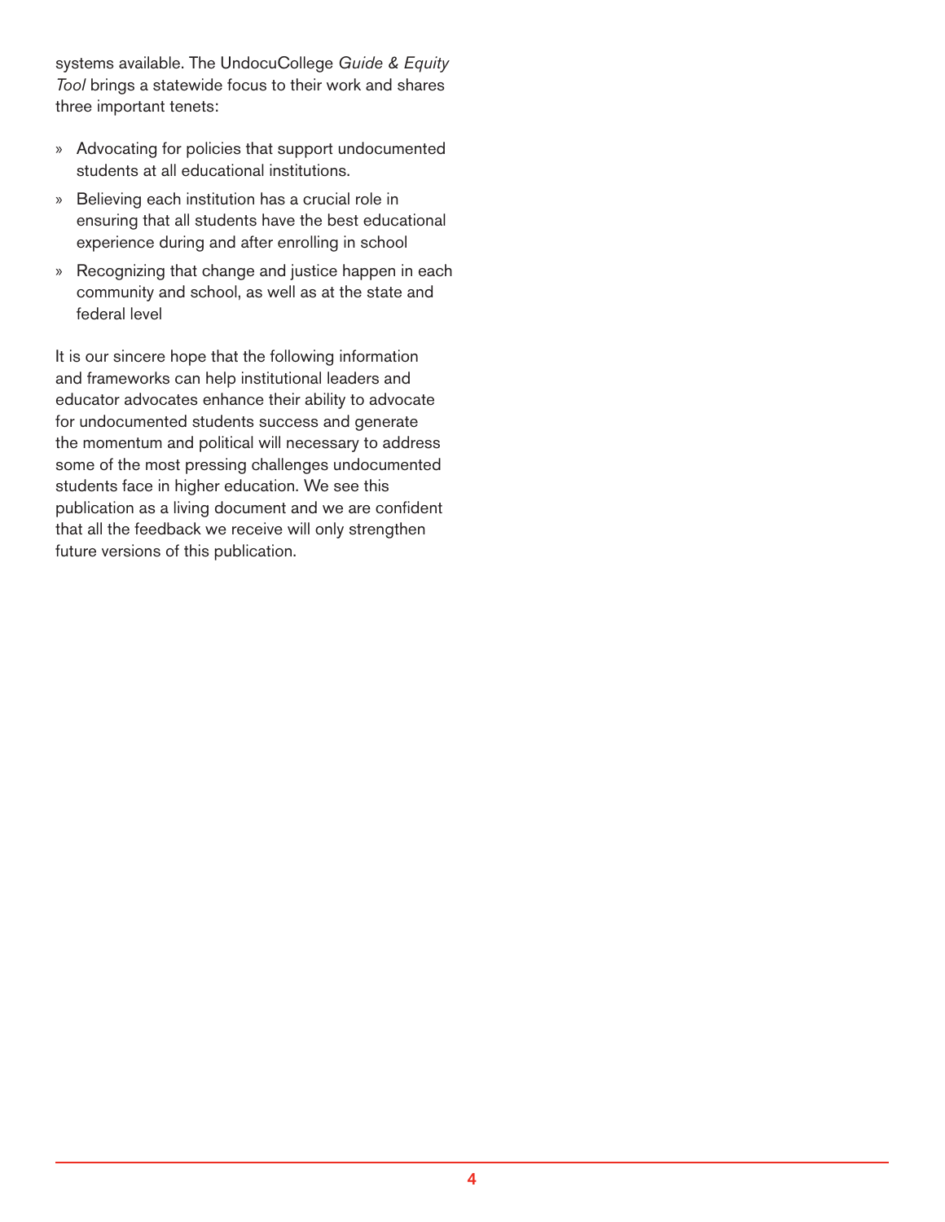systems available. The UndocuCollege *Guide & Equity Tool* brings a statewide focus to their work and shares three important tenets:

- Advocating for policies that support undocumented students at all educational institutions.
- Believing each institution has a crucial role in ensuring that all students have the best educational experience during and after enrolling in school
- Recognizing that change and justice happen in each community and school, as well as at the state and federal level

It is our sincere hope that the following information and frameworks can help institutional leaders and educator advocates enhance their ability to advocate for undocumented students success and generate the momentum and political will necessary to address some of the most pressing challenges undocumented students face in higher education. We see this publication as a living document and we are confident that all the feedback we receive will only strengthen future versions of this publication.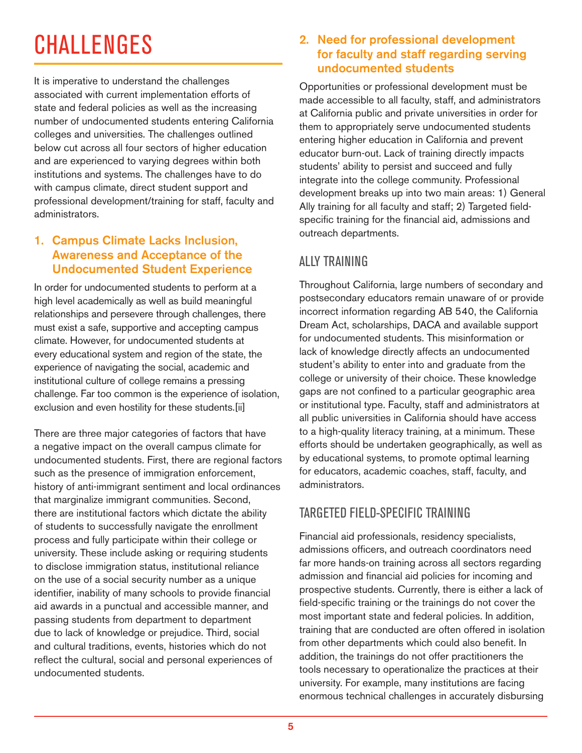# CHALLENGES

It is imperative to understand the challenges associated with current implementation efforts of state and federal policies as well as the increasing number of undocumented students entering California colleges and universities. The challenges outlined below cut across all four sectors of higher education and are experienced to varying degrees within both institutions and systems. The challenges have to do with campus climate, direct student support and professional development/training for staff, faculty and administrators.

## 1. Campus Climate Lacks Inclusion, Awareness and Acceptance of the Undocumented Student Experience

In order for undocumented students to perform at a high level academically as well as build meaningful relationships and persevere through challenges, there must exist a safe, supportive and accepting campus climate. However, for undocumented students at every educational system and region of the state, the experience of navigating the social, academic and institutional culture of college remains a pressing challenge. Far too common is the experience of isolation, exclusion and even hostility for these students.[ii]

There are three major categories of factors that have a negative impact on the overall campus climate for undocumented students. First, there are regional factors such as the presence of immigration enforcement, history of anti-immigrant sentiment and local ordinances that marginalize immigrant communities. Second, there are institutional factors which dictate the ability of students to successfully navigate the enrollment process and fully participate within their college or university. These include asking or requiring students to disclose immigration status, institutional reliance on the use of a social security number as a unique identifier, inability of many schools to provide financial aid awards in a punctual and accessible manner, and passing students from department to department due to lack of knowledge or prejudice. Third, social and cultural traditions, events, histories which do not reflect the cultural, social and personal experiences of undocumented students.

## 2. Need for professional development for faculty and staff regarding serving undocumented students

Opportunities or professional development must be made accessible to all faculty, staff, and administrators at California public and private universities in order for them to appropriately serve undocumented students entering higher education in California and prevent educator burn-out. Lack of training directly impacts students' ability to persist and succeed and fully integrate into the college community. Professional development breaks up into two main areas: 1) General Ally training for all faculty and staff; 2) Targeted field-specific training for the financial aid, admissions and outreach departments.

### ALLY TRAINING

Throughout California, large numbers of secondary and postsecondary educators remain unaware of or provide incorrect information regarding AB 540, the California Dream Act, scholarships, DACA and available support for undocumented students. This misinformation or lack of knowledge directly affects an undocumented student's ability to enter into and graduate from the college or university of their choice. These knowledge gaps are not confined to a particular geographic area or institutional type. Faculty, staff and administrators at all public universities in California should have access to a high-quality literacy training, at a minimum. These efforts should be undertaken geographically, as well as by educational systems, to promote optimal learning for educators, academic coaches, staff, faculty, and administrators.

### TARGETED FIELD-SPECIFIC TRAINING

Financial aid professionals, residency specialists, admissions officers, and outreach coordinators need far more hands-on training across all sectors regarding admission and financial aid policies for incoming and prospective students. Currently, there is either a lack of field-specific training or the trainings do not cover the most important state and federal policies. In addition, training that are conducted are often offered in isolation from other departments which could also benefit. In addition, the trainings do not offer practitioners the tools necessary to operationalize the practices at their university. For example, many institutions are facing enormous technical challenges in accurately disbursing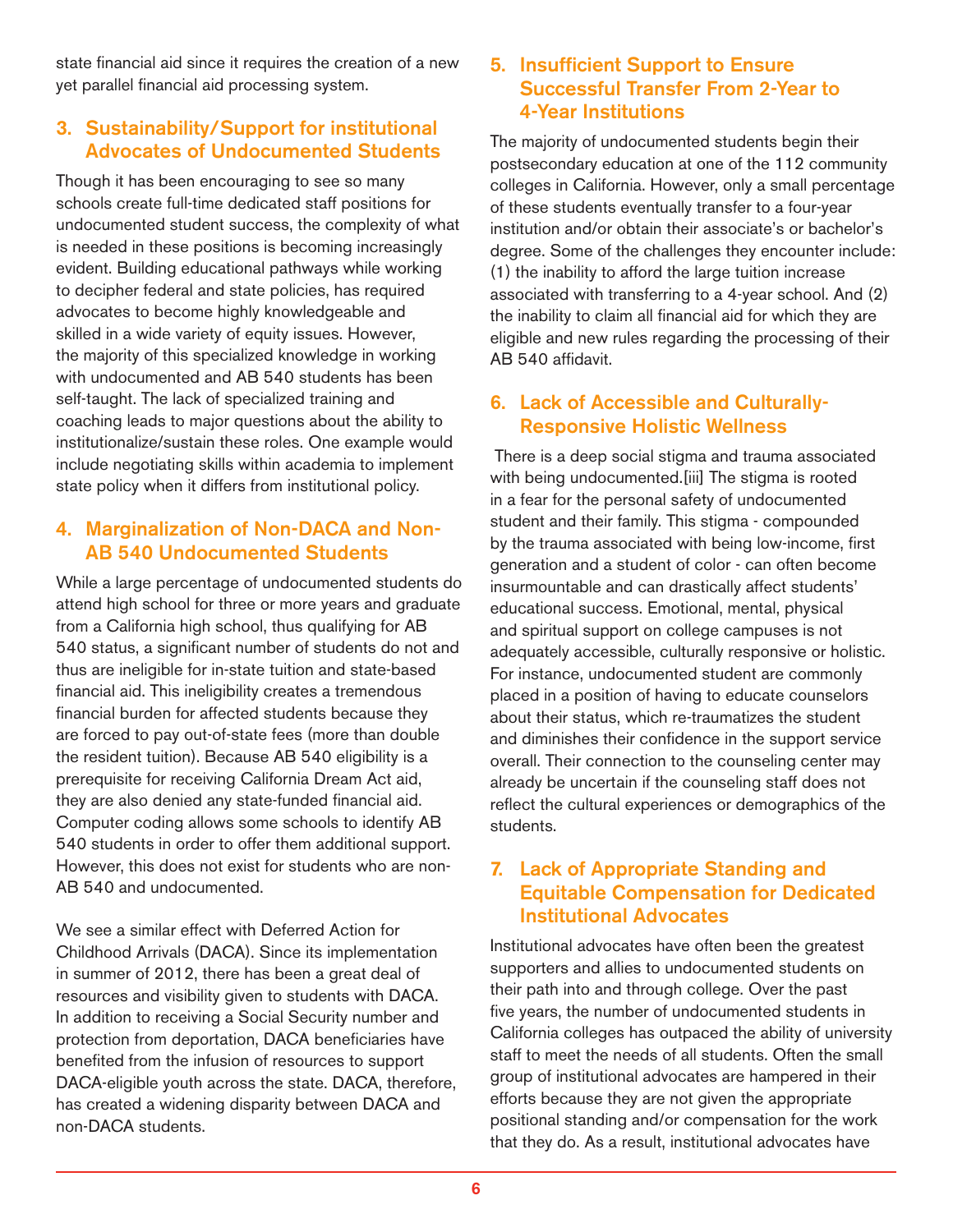state financial aid since it requires the creation of a new yet parallel financial aid processing system.

### 3. Sustainability/Support for institutional Advocates of Undocumented Students

Though it has been encouraging to see so many schools create full-time dedicated staff positions for undocumented student success, the complexity of what is needed in these positions is becoming increasingly evident. Building educational pathways while working to decipher federal and state policies, has required advocates to become highly knowledgeable and skilled in a wide variety of equity issues. However, the majority of this specialized knowledge in working with undocumented and AB 540 students has been self-taught. The lack of specialized training and coaching leads to major questions about the ability to institutionalize/sustain these roles. One example would include negotiating skills within academia to implement state policy when it differs from institutional policy.

### 4. Marginalization of Non-DACA and Non-AB 540 Undocumented Students

While a large percentage of undocumented students do attend high school for three or more years and graduate from a California high school, thus qualifying for AB 540 status, a significant number of students do not and thus are ineligible for in-state tuition and state-based financial aid. This ineligibility creates a tremendous financial burden for affected students because they are forced to pay out-of-state fees (more than double the resident tuition). Because AB 540 eligibility is a prerequisite for receiving California Dream Act aid, they are also denied any state-funded financial aid. Computer coding allows some schools to identify AB 540 students in order to offer them additional support. However, this does not exist for students who are non-AB 540 and undocumented.

We see a similar effect with Deferred Action for Childhood Arrivals (DACA). Since its implementation in summer of 2012, there has been a great deal of resources and visibility given to students with DACA. In addition to receiving a Social Security number and protection from deportation, DACA beneficiaries have benefited from the infusion of resources to support DACA-eligible youth across the state. DACA, therefore, has created a widening disparity between DACA and non-DACA students.

### 5. Insufficient Support to Ensure Successful Transfer From 2-Year to 4-Year Institutions

The majority of undocumented students begin their postsecondary education at one of the 112 community colleges in California. However, only a small percentage of these students eventually transfer to a four-year institution and/or obtain their associate's or bachelor's degree. Some of the challenges they encounter include: (1) the inability to afford the large tuition increase associated with transferring to a 4-year school. And (2) the inability to claim all financial aid for which they are eligible and new rules regarding the processing of their AB 540 affidavit.

### 6. Lack of Accessible and Culturally-Responsive Holistic Wellness

There is a deep social stigma and trauma associated with being undocumented.[iii] The stigma is rooted in a fear for the personal safety of undocumented student and their family. This stigma - compounded by the trauma associated with being low-income, first generation and a student of color - can often become insurmountable and can drastically affect students' educational success. Emotional, mental, physical and spiritual support on college campuses is not adequately accessible, culturally responsive or holistic. For instance, undocumented student are commonly placed in a position of having to educate counselors about their status, which re-traumatizes the student and diminishes their confidence in the support service overall. Their connection to the counseling center may already be uncertain if the counseling staff does not reflect the cultural experiences or demographics of the students.

### 7. Lack of Appropriate Standing and Equitable Compensation for Dedicated Institutional Advocates

Institutional advocates have often been the greatest supporters and allies to undocumented students on their path into and through college. Over the past five years, the number of undocumented students in California colleges has outpaced the ability of university staff to meet the needs of all students. Often the small group of institutional advocates are hampered in their efforts because they are not given the appropriate positional standing and/or compensation for the work that they do. As a result, institutional advocates have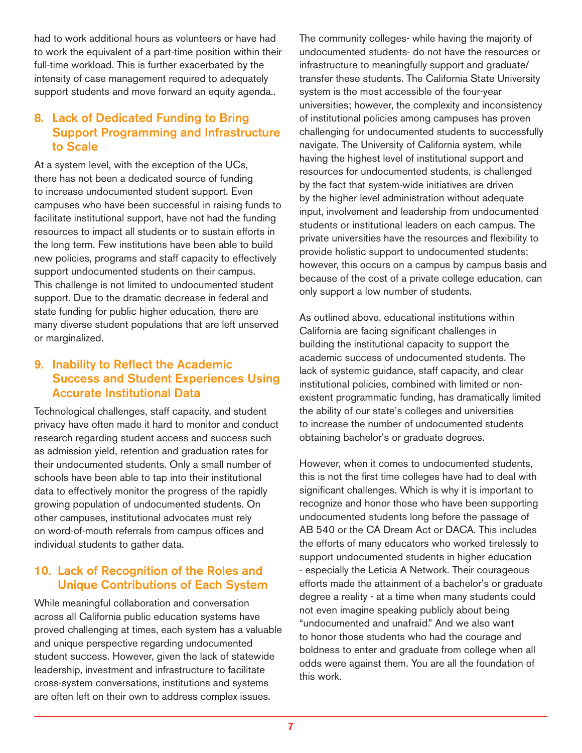had to work additional hours as volunteers or have had to work the equivalent of a part-time position within their full-time workload. This is further exacerbated by the intensity of case management required to adequately support students and move forward an equity agenda..

### 8. Lack of Dedicated Funding to Bring Support Programming and Infrastructure to Scale

At a system level, with the exception of the UCs, there has not been a dedicated source of funding to increase undocumented student support. Even campuses who have been successful in raising funds to facilitate institutional support, have not had the funding resources to impact all students or to sustain efforts in the long term. Few institutions have been able to build new policies, programs and staff capacity to effectively support undocumented students on their campus. This challenge is not limited to undocumented student support. Due to the dramatic decrease in federal and state funding for public higher education, there are many diverse student populations that are left unserved or marginalized.

### 9. Inability to Reflect the Academic Success and Student Experiences Using Accurate Institutional Data

Technological challenges, staff capacity, and student privacy have often made it hard to monitor and conduct research regarding student access and success such as admission yield, retention and graduation rates for their undocumented students. Only a small number of schools have been able to tap into their institutional data to effectively monitor the progress of the rapidly growing population of undocumented students. On other campuses, institutional advocates must rely on word-of-mouth referrals from campus offices and individual students to gather data.

### 10. Lack of Recognition of the Roles and Unique Contributions of Each System

While meaningful collaboration and conversation across all California public education systems have proved challenging at times, each system has a valuable and unique perspective regarding undocumented student success. However, given the lack of statewide leadership, investment and infrastructure to facilitate cross-system conversations, institutions and systems are often left on their own to address complex issues. The community colleges- while having the majority of undocumented students- do not have the resources or infrastructure to meaningfully support and graduate/transfer these students. The California State University system is the most accessible of the four-year universities; however, the complexity and inconsistency of institutional policies among campuses has proven challenging for undocumented students to successfully navigate. The University of California system, while having the highest level of institutional support and resources for undocumented students, is challenged by the fact that system-wide initiatives are driven by the higher level administration without adequate input, involvement and leadership from undocumented students or institutional leaders on each campus. The private universities have the resources and flexibility to provide holistic support to undocumented students; however, this occurs on a campus by campus basis and because of the cost of a private college education, can only support a low number of students.

As outlined above, educational institutions within California are facing significant challenges in building the institutional capacity to support the academic success of undocumented students. The lack of systemic guidance, staff capacity, and clear institutional policies, combined with limited or non-existent programmatic funding, has dramatically limited the ability of our state's colleges and universities to increase the number of undocumented students obtaining bachelor's or graduate degrees.

However, when it comes to undocumented students, this is not the first time colleges have had to deal with significant challenges. Which is why it is important to recognize and honor those who have been supporting undocumented students long before the passage of AB 540 or the CA Dream Act or DACA. This includes the efforts of many educators who worked tirelessly to support undocumented students in higher education - especially the Leticia A Network. Their courageous efforts made the attainment of a bachelor's or graduate degree a reality - at a time when many students could not even imagine speaking publicly about being "undocumented and unafraid." And we also want to honor those students who had the courage and boldness to enter and graduate from college when all odds were against them. You are all the foundation of this work.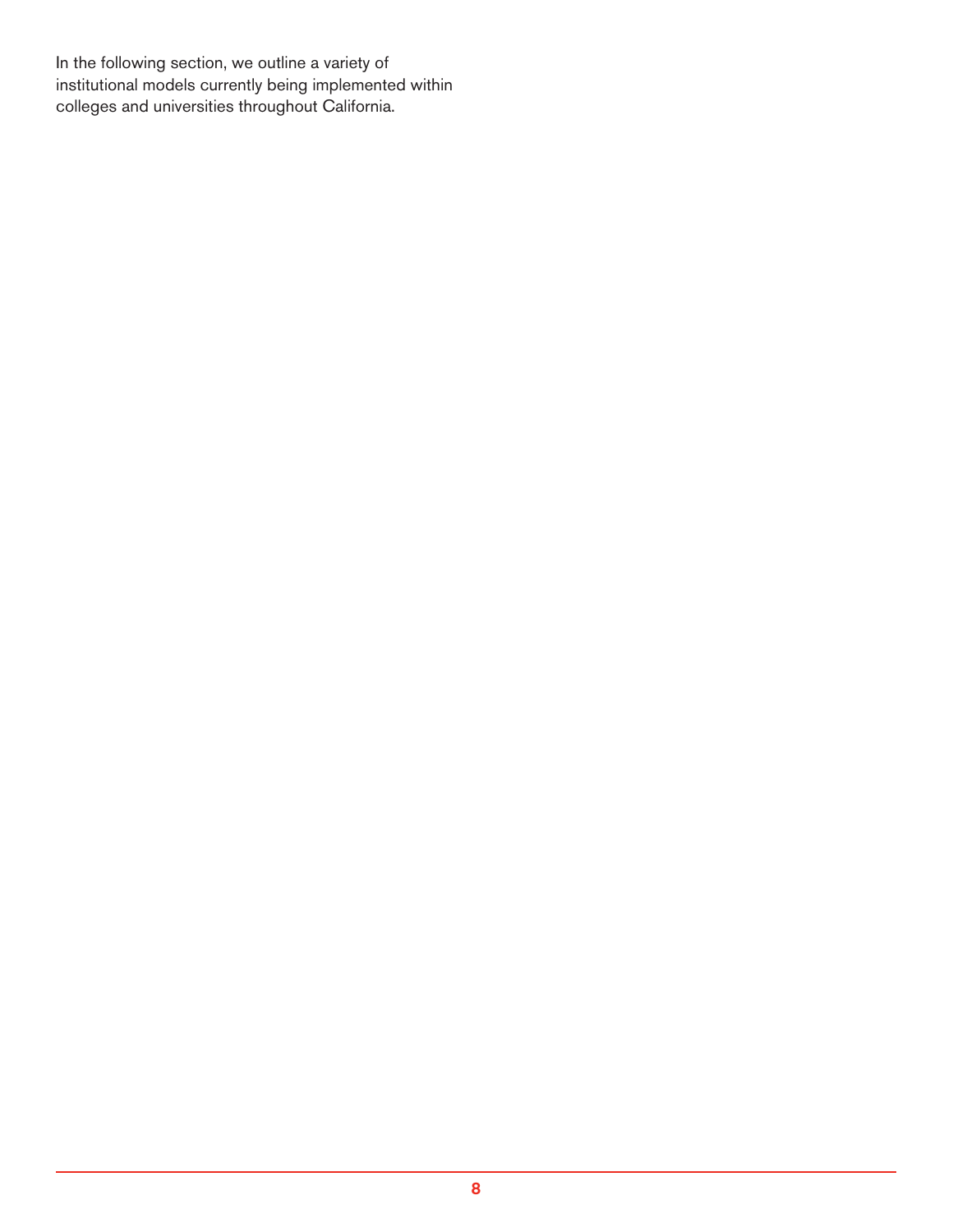In the following section, we outline a variety of institutional models currently being implemented within colleges and universities throughout California.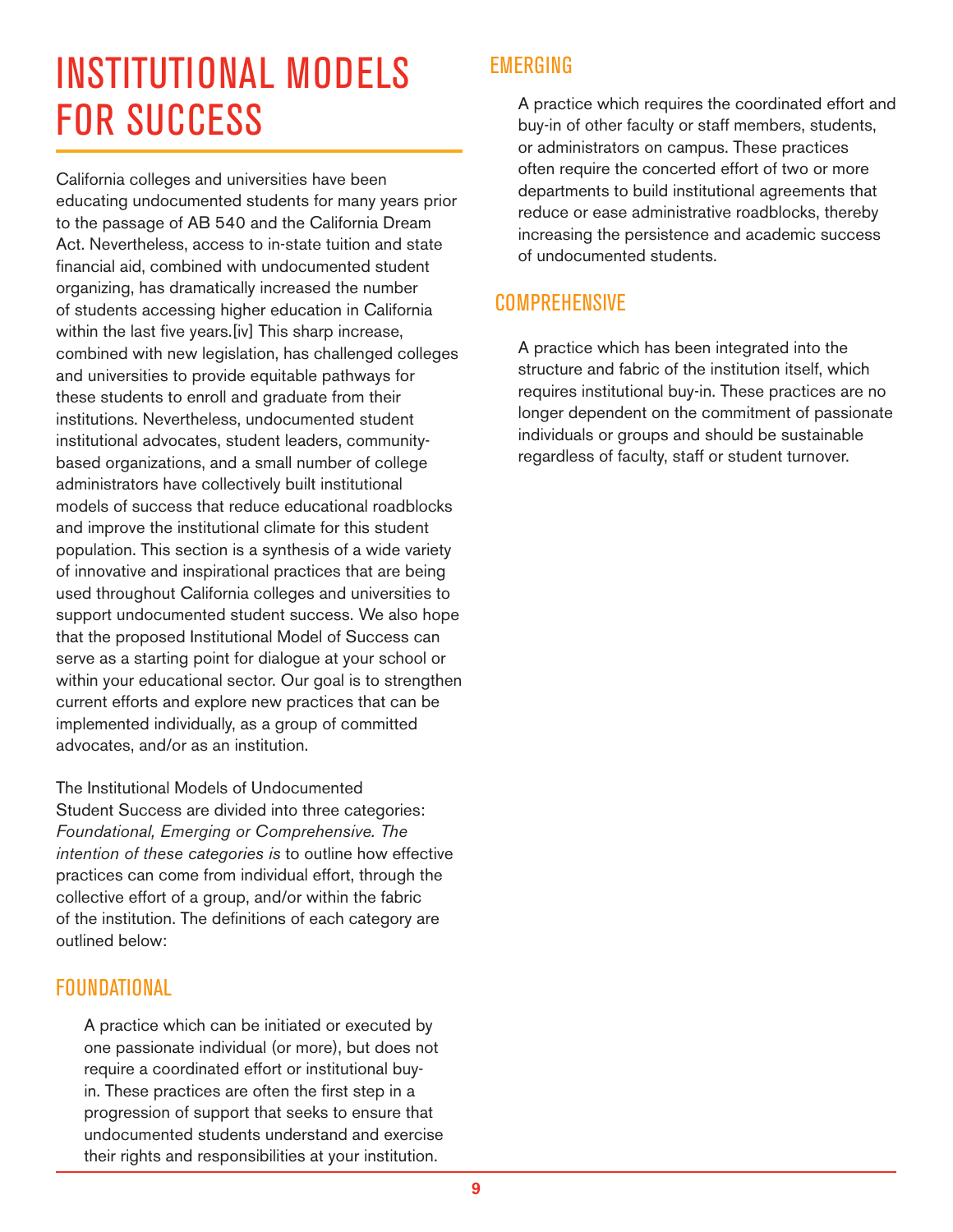# INSTITUTIONAL MODELS FOR SUCCESS

California colleges and universities have been educating undocumented students for many years prior to the passage of AB 540 and the California Dream Act. Nevertheless, access to in-state tuition and state financial aid, combined with undocumented student organizing, has dramatically increased the number of students accessing higher education in California within the last five years.[iv] This sharp increase, combined with new legislation, has challenged colleges and universities to provide equitable pathways for these students to enroll and graduate from their institutions. Nevertheless, undocumented student institutional advocates, student leaders, community-based organizations, and a small number of college administrators have collectively built institutional models of success that reduce educational roadblocks and improve the institutional climate for this student population. This section is a synthesis of a wide variety of innovative and inspirational practices that are being used throughout California colleges and universities to support undocumented student success. We also hope that the proposed Institutional Model of Success can serve as a starting point for dialogue at your school or within your educational sector. Our goal is to strengthen current efforts and explore new practices that can be implemented individually, as a group of committed advocates, and/or as an institution.

The Institutional Models of Undocumented Student Success are divided into three categories: *Foundational, Emerging or Comprehensive. The intention of these categories is* to outline how effective practices can come from individual effort, through the collective effort of a group, and/or within the fabric of the institution. The definitions of each category are outlined below:

## FOUNDATIONAL

A practice which can be initiated or executed by one passionate individual (or more), but does not require a coordinated effort or institutional buy-in. These practices are often the first step in a progression of support that seeks to ensure that undocumented students understand and exercise their rights and responsibilities at your institution.

## EMERGING

A practice which requires the coordinated effort and buy-in of other faculty or staff members, students, or administrators on campus. These practices often require the concerted effort of two or more departments to build institutional agreements that reduce or ease administrative roadblocks, thereby increasing the persistence and academic success of undocumented students.

## COMPREHENSIVE

A practice which has been integrated into the structure and fabric of the institution itself, which requires institutional buy-in. These practices are no longer dependent on the commitment of passionate individuals or groups and should be sustainable regardless of faculty, staff or student turnover.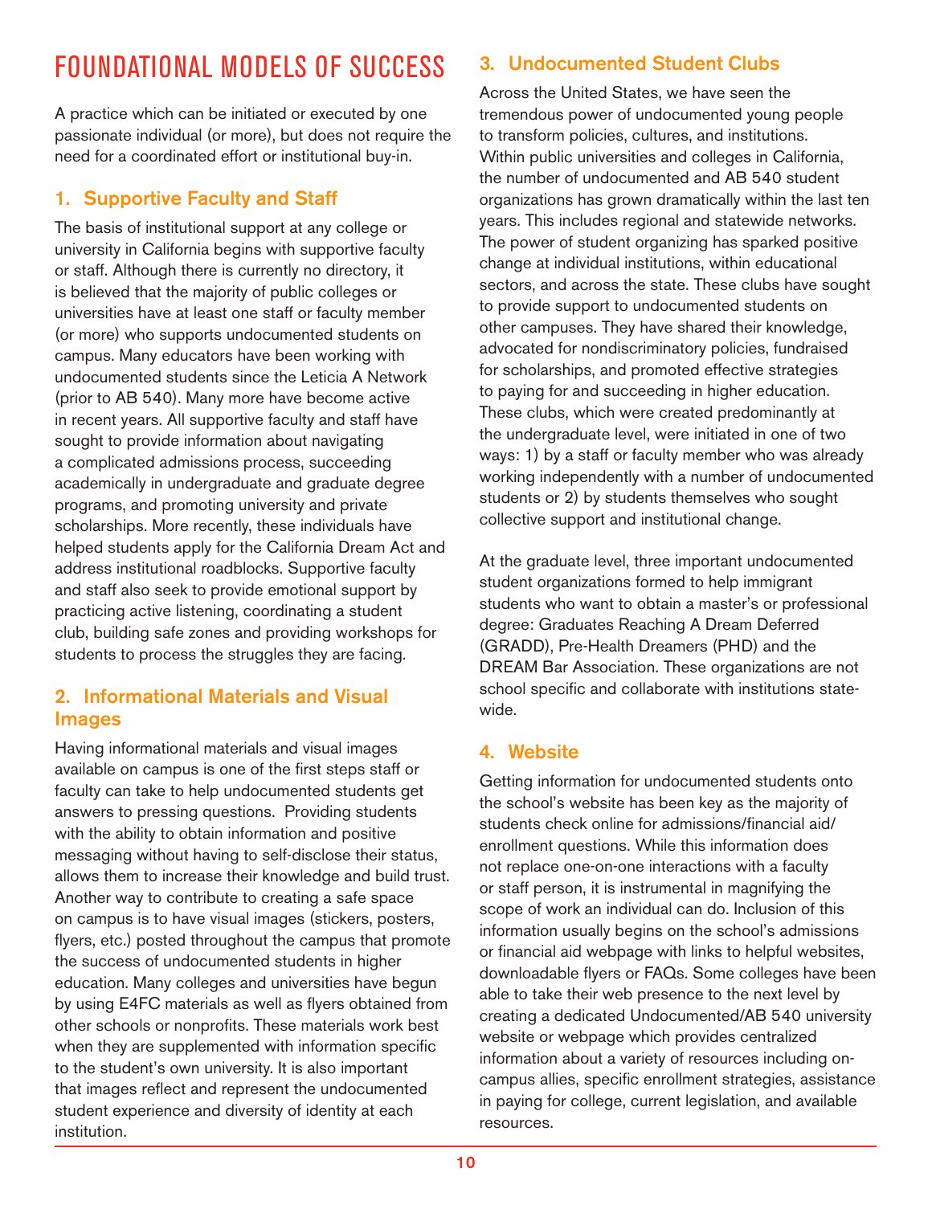# FOUNDATIONAL MODELS OF SUCCESS

A practice which can be initiated or executed by one passionate individual (or more), but does not require the need for a coordinated effort or institutional buy-in.

## 1. Supportive Faculty and Staff

The basis of institutional support at any college or university in California begins with supportive faculty or staff. Although there is currently no directory, it is believed that the majority of public colleges or universities have at least one staff or faculty member (or more) who supports undocumented students on campus. Many educators have been working with undocumented students since the Leticia A Network (prior to AB 540). Many more have become active in recent years. All supportive faculty and staff have sought to provide information about navigating a complicated admissions process, succeeding academically in undergraduate and graduate degree programs, and promoting university and private scholarships. More recently, these individuals have helped students apply for the California Dream Act and address institutional roadblocks. Supportive faculty and staff also seek to provide emotional support by practicing active listening, coordinating a student club, building safe zones and providing workshops for students to process the struggles they are facing.

## 2. Informational Materials and Visual Images

Having informational materials and visual images available on campus is one of the first steps staff or faculty can take to help undocumented students get answers to pressing questions. Providing students with the ability to obtain information and positive messaging without having to self-disclose their status, allows them to increase their knowledge and build trust. Another way to contribute to creating a safe space on campus is to have visual images (stickers, posters, flyers, etc.) posted throughout the campus that promote the success of undocumented students in higher education. Many colleges and universities have begun by using E4FC materials as well as flyers obtained from other schools or nonprofits. These materials work best when they are supplemented with information specific to the student's own university. It is also important that images reflect and represent the undocumented student experience and diversity of identity at each institution.

## 3. Undocumented Student Clubs

Across the United States, we have seen the tremendous power of undocumented young people to transform policies, cultures, and institutions. Within public universities and colleges in California, the number of undocumented and AB 540 student organizations has grown dramatically within the last ten years. This includes regional and statewide networks. The power of student organizing has sparked positive change at individual institutions, within educational sectors, and across the state. These clubs have sought to provide support to undocumented students on other campuses. They have shared their knowledge, advocated for nondiscriminatory policies, fundraised for scholarships, and promoted effective strategies to paying for and succeeding in higher education. These clubs, which were created predominantly at the undergraduate level, were initiated in one of two ways: 1) by a staff or faculty member who was already working independently with a number of undocumented students or 2) by students themselves who sought collective support and institutional change.

At the graduate level, three important undocumented student organizations formed to help immigrant students who want to obtain a master's or professional degree: Graduates Reaching A Dream Deferred (GRADD), Pre-Health Dreamers (PHD) and the DREAM Bar Association. These organizations are not school specific and collaborate with institutions statewide.

## 4. Website

Getting information for undocumented students onto the school's website has been key as the majority of students check online for admissions/financial aid/enrollment questions. While this information does not replace one-on-one interactions with a faculty or staff person, it is instrumental in magnifying the scope of work an individual can do. Inclusion of this information usually begins on the school's admissions or financial aid webpage with links to helpful websites, downloadable flyers or FAQs. Some colleges have been able to take their web presence to the next level by creating a dedicated Undocumented/AB 540 university website or webpage which provides centralized information about a variety of resources including on-campus allies, specific enrollment strategies, assistance in paying for college, current legislation, and available resources.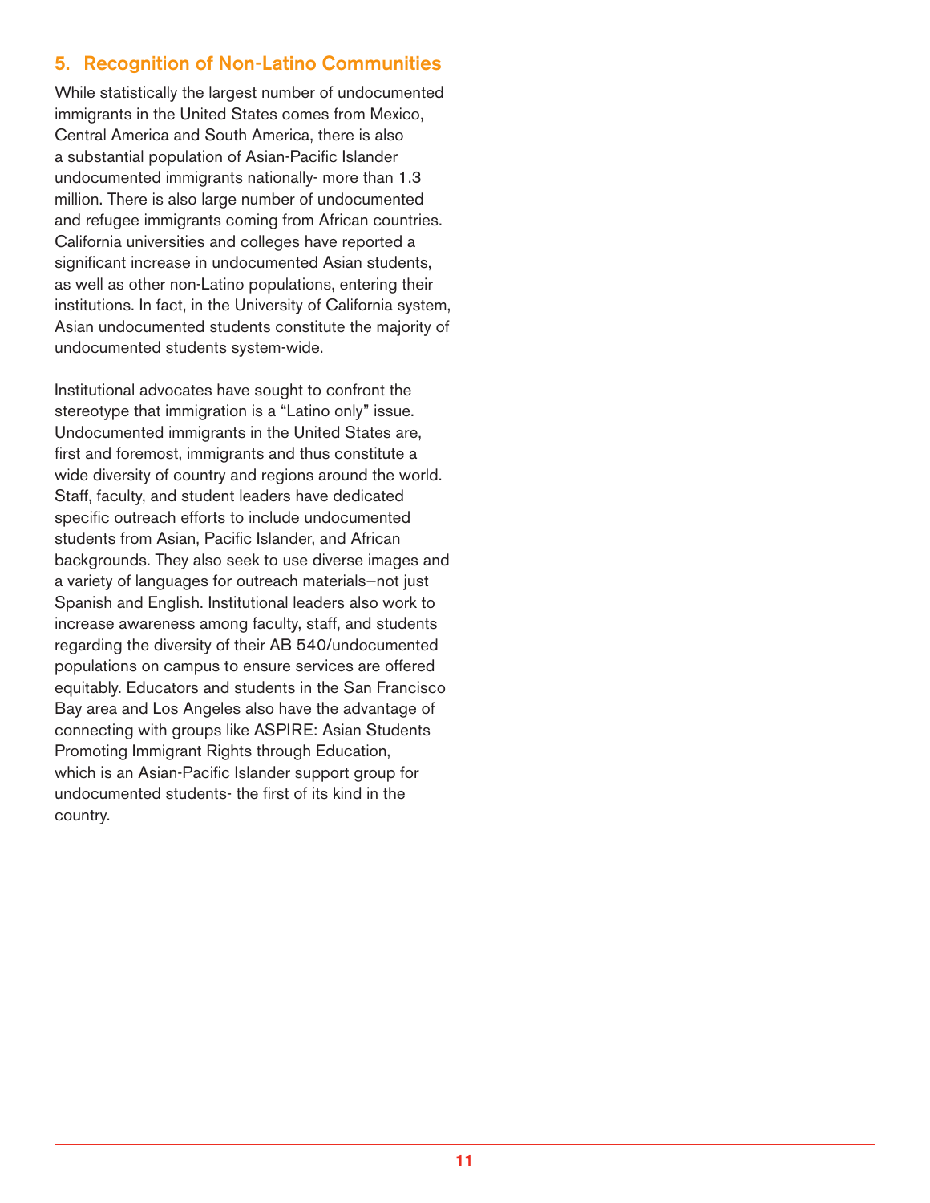## 5. Recognition of Non-Latino Communities

While statistically the largest number of undocumented immigrants in the United States comes from Mexico, Central America and South America, there is also a substantial population of Asian-Pacific Islander undocumented immigrants nationally- more than 1.3 million. There is also large number of undocumented and refugee immigrants coming from African countries. California universities and colleges have reported a significant increase in undocumented Asian students, as well as other non-Latino populations, entering their institutions. In fact, in the University of California system, Asian undocumented students constitute the majority of undocumented students system-wide.

Institutional advocates have sought to confront the stereotype that immigration is a "Latino only" issue. Undocumented immigrants in the United States are, first and foremost, immigrants and thus constitute a wide diversity of country and regions around the world. Staff, faculty, and student leaders have dedicated specific outreach efforts to include undocumented students from Asian, Pacific Islander, and African backgrounds. They also seek to use diverse images and a variety of languages for outreach materials—not just Spanish and English. Institutional leaders also work to increase awareness among faculty, staff, and students regarding the diversity of their AB 540/undocumented populations on campus to ensure services are offered equitably. Educators and students in the San Francisco Bay area and Los Angeles also have the advantage of connecting with groups like ASPIRE: Asian Students Promoting Immigrant Rights through Education, which is an Asian-Pacific Islander support group for undocumented students- the first of its kind in the country.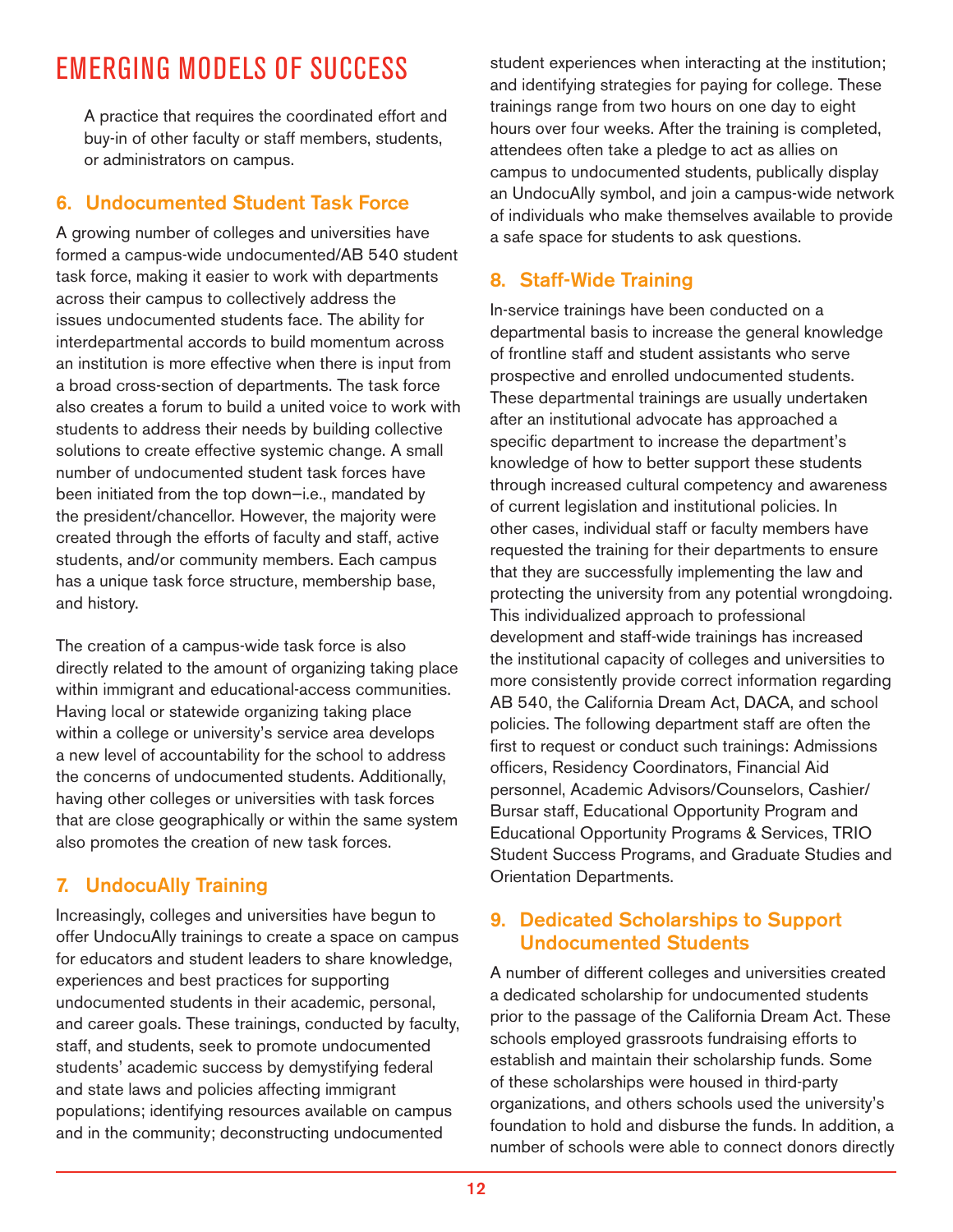# EMERGING MODELS OF SUCCESS

A practice that requires the coordinated effort and buy-in of other faculty or staff members, students, or administrators on campus.

## 6. Undocumented Student Task Force

A growing number of colleges and universities have formed a campus-wide undocumented/AB 540 student task force, making it easier to work with departments across their campus to collectively address the issues undocumented students face. The ability for interdepartmental accords to build momentum across an institution is more effective when there is input from a broad cross-section of departments. The task force also creates a forum to build a united voice to work with students to address their needs by building collective solutions to create effective systemic change. A small number of undocumented student task forces have been initiated from the top down–i.e., mandated by the president/chancellor. However, the majority were created through the efforts of faculty and staff, active students, and/or community members. Each campus has a unique task force structure, membership base, and history.

The creation of a campus-wide task force is also directly related to the amount of organizing taking place within immigrant and educational-access communities. Having local or statewide organizing taking place within a college or university's service area develops a new level of accountability for the school to address the concerns of undocumented students. Additionally, having other colleges or universities with task forces that are close geographically or within the same system also promotes the creation of new task forces.

## 7. UndocuAlly Training

Increasingly, colleges and universities have begun to offer UndocuAlly trainings to create a space on campus for educators and student leaders to share knowledge, experiences and best practices for supporting undocumented students in their academic, personal, and career goals. These trainings, conducted by faculty, staff, and students, seek to promote undocumented students' academic success by demystifying federal and state laws and policies affecting immigrant populations; identifying resources available on campus and in the community; deconstructing undocumented student experiences when interacting at the institution; and identifying strategies for paying for college. These trainings range from two hours on one day to eight hours over four weeks. After the training is completed, attendees often take a pledge to act as allies on campus to undocumented students, publically display an UndocuAlly symbol, and join a campus-wide network of individuals who make themselves available to provide a safe space for students to ask questions.

## 8. Staff-Wide Training

In-service trainings have been conducted on a departmental basis to increase the general knowledge of frontline staff and student assistants who serve prospective and enrolled undocumented students. These departmental trainings are usually undertaken after an institutional advocate has approached a specific department to increase the department's knowledge of how to better support these students through increased cultural competency and awareness of current legislation and institutional policies. In other cases, individual staff or faculty members have requested the training for their departments to ensure that they are successfully implementing the law and protecting the university from any potential wrongdoing. This individualized approach to professional development and staff-wide trainings has increased the institutional capacity of colleges and universities to more consistently provide correct information regarding AB 540, the California Dream Act, DACA, and school policies. The following department staff are often the first to request or conduct such trainings: Admissions officers, Residency Coordinators, Financial Aid personnel, Academic Advisors/Counselors, Cashier/Bursar staff, Educational Opportunity Program and Educational Opportunity Programs & Services, TRIO Student Success Programs, and Graduate Studies and Orientation Departments.

## 9. Dedicated Scholarships to Support Undocumented Students

A number of different colleges and universities created a dedicated scholarship for undocumented students prior to the passage of the California Dream Act. These schools employed grassroots fundraising efforts to establish and maintain their scholarship funds. Some of these scholarships were housed in third-party organizations, and others schools used the university's foundation to hold and disburse the funds. In addition, a number of schools were able to connect donors directly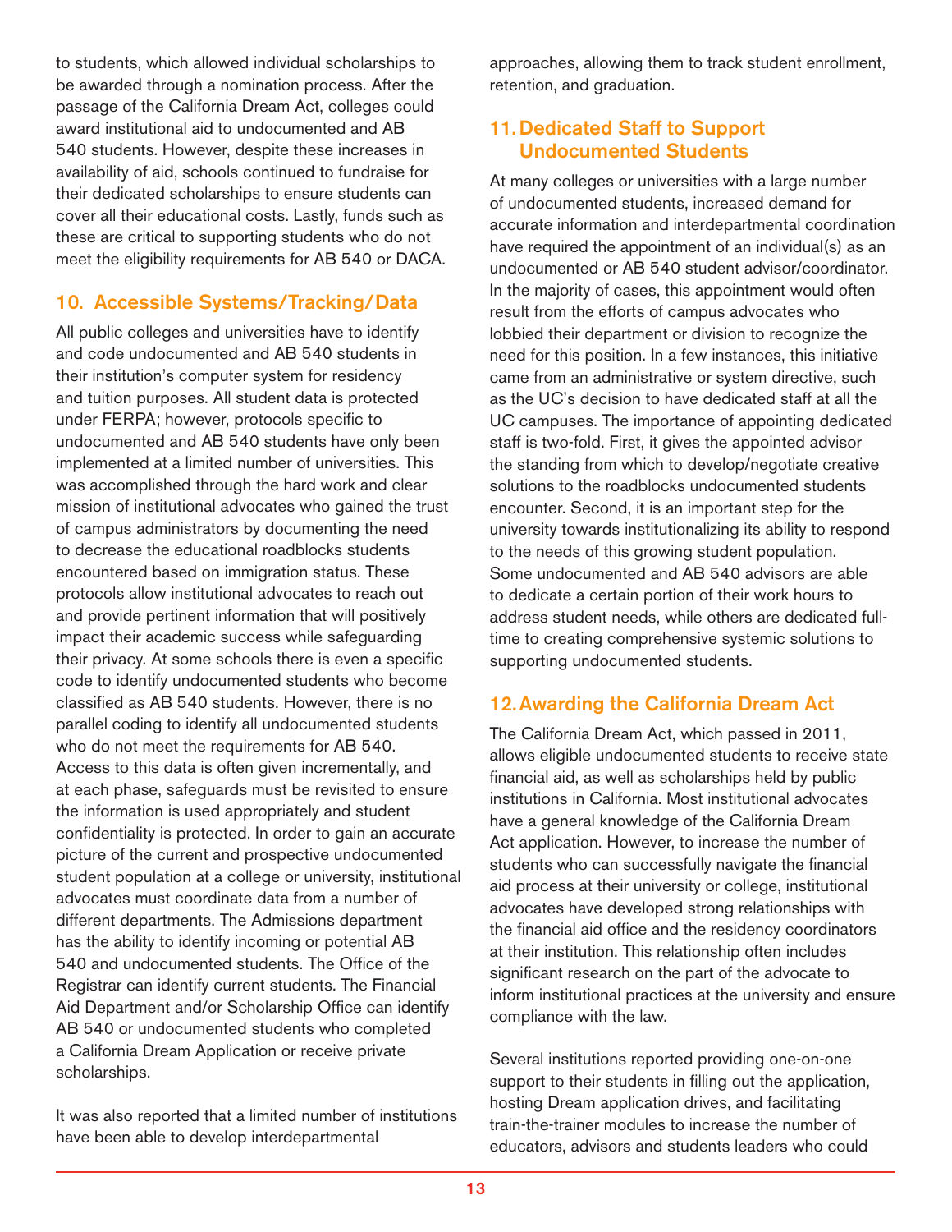to students, which allowed individual scholarships to be awarded through a nomination process. After the passage of the California Dream Act, colleges could award institutional aid to undocumented and AB 540 students. However, despite these increases in availability of aid, schools continued to fundraise for their dedicated scholarships to ensure students can cover all their educational costs. Lastly, funds such as these are critical to supporting students who do not meet the eligibility requirements for AB 540 or DACA.

## 10. Accessible Systems/Tracking/Data

All public colleges and universities have to identify and code undocumented and AB 540 students in their institution's computer system for residency and tuition purposes. All student data is protected under FERPA; however, protocols specific to undocumented and AB 540 students have only been implemented at a limited number of universities. This was accomplished through the hard work and clear mission of institutional advocates who gained the trust of campus administrators by documenting the need to decrease the educational roadblocks students encountered based on immigration status. These protocols allow institutional advocates to reach out and provide pertinent information that will positively impact their academic success while safeguarding their privacy. At some schools there is even a specific code to identify undocumented students who become classified as AB 540 students. However, there is no parallel coding to identify all undocumented students who do not meet the requirements for AB 540. Access to this data is often given incrementally, and at each phase, safeguards must be revisited to ensure the information is used appropriately and student confidentiality is protected. In order to gain an accurate picture of the current and prospective undocumented student population at a college or university, institutional advocates must coordinate data from a number of different departments. The Admissions department has the ability to identify incoming or potential AB 540 and undocumented students. The Office of the Registrar can identify current students. The Financial Aid Department and/or Scholarship Office can identify AB 540 or undocumented students who completed a California Dream Application or receive private scholarships.

It was also reported that a limited number of institutions have been able to develop interdepartmental approaches, allowing them to track student enrollment, retention, and graduation.

## 11. Dedicated Staff to Support Undocumented Students

At many colleges or universities with a large number of undocumented students, increased demand for accurate information and interdepartmental coordination have required the appointment of an individual(s) as an undocumented or AB 540 student advisor/coordinator. In the majority of cases, this appointment would often result from the efforts of campus advocates who lobbied their department or division to recognize the need for this position. In a few instances, this initiative came from an administrative or system directive, such as the UC's decision to have dedicated staff at all the UC campuses. The importance of appointing dedicated staff is two-fold. First, it gives the appointed advisor the standing from which to develop/negotiate creative solutions to the roadblocks undocumented students encounter. Second, it is an important step for the university towards institutionalizing its ability to respond to the needs of this growing student population. Some undocumented and AB 540 advisors are able to dedicate a certain portion of their work hours to address student needs, while others are dedicated full-time to creating comprehensive systemic solutions to supporting undocumented students.

## 12. Awarding the California Dream Act

The California Dream Act, which passed in 2011, allows eligible undocumented students to receive state financial aid, as well as scholarships held by public institutions in California. Most institutional advocates have a general knowledge of the California Dream Act application. However, to increase the number of students who can successfully navigate the financial aid process at their university or college, institutional advocates have developed strong relationships with the financial aid office and the residency coordinators at their institution. This relationship often includes significant research on the part of the advocate to inform institutional practices at the university and ensure compliance with the law.

Several institutions reported providing one-on-one support to their students in filling out the application, hosting Dream application drives, and facilitating train-the-trainer modules to increase the number of educators, advisors and students leaders who could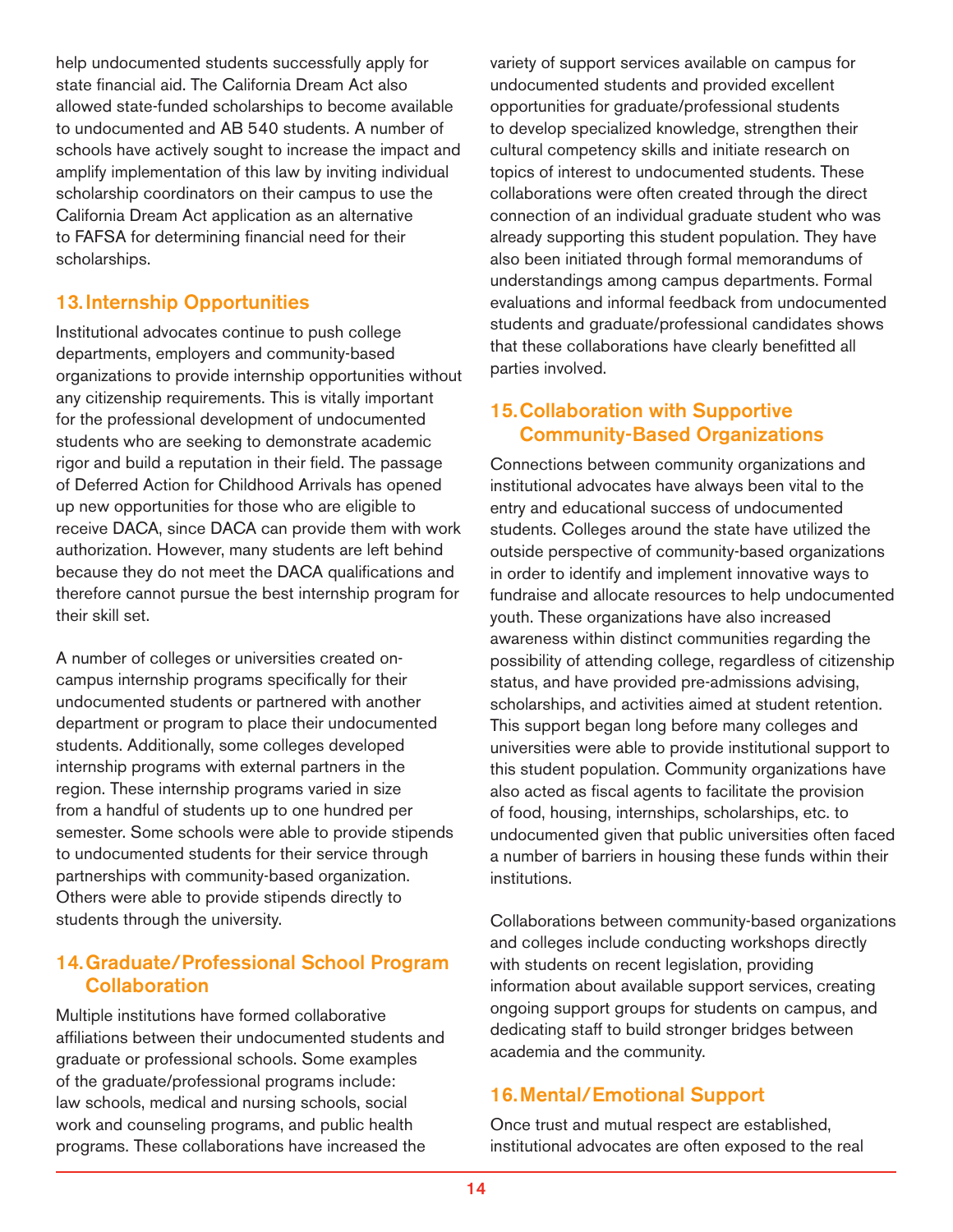help undocumented students successfully apply for state financial aid. The California Dream Act also allowed state-funded scholarships to become available to undocumented and AB 540 students. A number of schools have actively sought to increase the impact and amplify implementation of this law by inviting individual scholarship coordinators on their campus to use the California Dream Act application as an alternative to FAFSA for determining financial need for their scholarships.

## 13. Internship Opportunities

Institutional advocates continue to push college departments, employers and community-based organizations to provide internship opportunities without any citizenship requirements. This is vitally important for the professional development of undocumented students who are seeking to demonstrate academic rigor and build a reputation in their field. The passage of Deferred Action for Childhood Arrivals has opened up new opportunities for those who are eligible to receive DACA, since DACA can provide them with work authorization. However, many students are left behind because they do not meet the DACA qualifications and therefore cannot pursue the best internship program for their skill set.

A number of colleges or universities created on-campus internship programs specifically for their undocumented students or partnered with another department or program to place their undocumented students. Additionally, some colleges developed internship programs with external partners in the region. These internship programs varied in size from a handful of students up to one hundred per semester. Some schools were able to provide stipends to undocumented students for their service through partnerships with community-based organization. Others were able to provide stipends directly to students through the university.

## 14. Graduate/Professional School Program Collaboration

Multiple institutions have formed collaborative affiliations between their undocumented students and graduate or professional schools. Some examples of the graduate/professional programs include: law schools, medical and nursing schools, social work and counseling programs, and public health programs. These collaborations have increased the variety of support services available on campus for undocumented students and provided excellent opportunities for graduate/professional students to develop specialized knowledge, strengthen their cultural competency skills and initiate research on topics of interest to undocumented students. These collaborations were often created through the direct connection of an individual graduate student who was already supporting this student population. They have also been initiated through formal memorandums of understandings among campus departments. Formal evaluations and informal feedback from undocumented students and graduate/professional candidates shows that these collaborations have clearly benefitted all parties involved.

## 15. Collaboration with Supportive Community-Based Organizations

Connections between community organizations and institutional advocates have always been vital to the entry and educational success of undocumented students. Colleges around the state have utilized the outside perspective of community-based organizations in order to identify and implement innovative ways to fundraise and allocate resources to help undocumented youth. These organizations have also increased awareness within distinct communities regarding the possibility of attending college, regardless of citizenship status, and have provided pre-admissions advising, scholarships, and activities aimed at student retention. This support began long before many colleges and universities were able to provide institutional support to this student population. Community organizations have also acted as fiscal agents to facilitate the provision of food, housing, internships, scholarships, etc. to undocumented given that public universities often faced a number of barriers in housing these funds within their institutions.

Collaborations between community-based organizations and colleges include conducting workshops directly with students on recent legislation, providing information about available support services, creating ongoing support groups for students on campus, and dedicating staff to build stronger bridges between academia and the community.

## 16. Mental/Emotional Support

Once trust and mutual respect are established, institutional advocates are often exposed to the real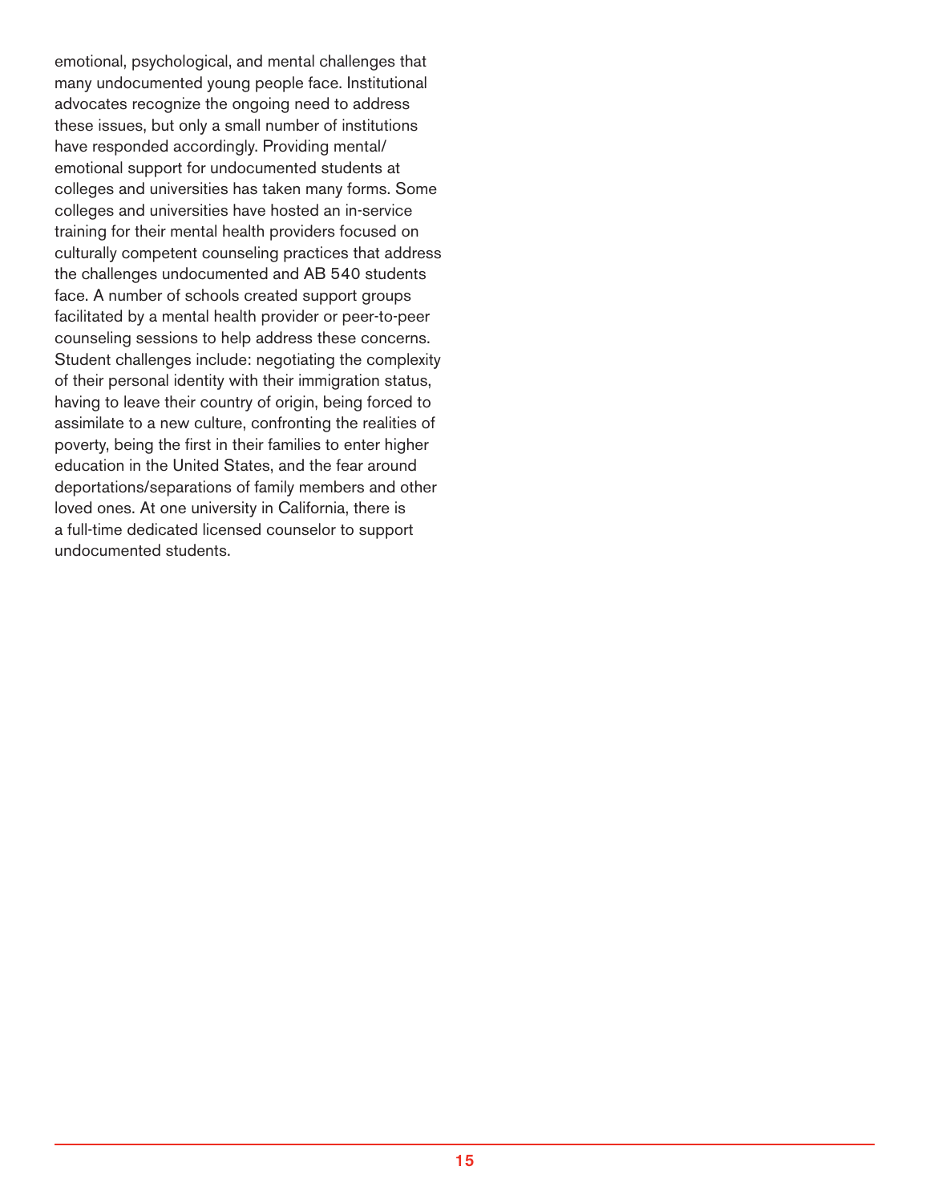emotional, psychological, and mental challenges that many undocumented young people face. Institutional advocates recognize the ongoing need to address these issues, but only a small number of institutions have responded accordingly. Providing mental/emotional support for undocumented students at colleges and universities has taken many forms. Some colleges and universities have hosted an in-service training for their mental health providers focused on culturally competent counseling practices that address the challenges undocumented and AB 540 students face. A number of schools created support groups facilitated by a mental health provider or peer-to-peer counseling sessions to help address these concerns. Student challenges include: negotiating the complexity of their personal identity with their immigration status, having to leave their country of origin, being forced to assimilate to a new culture, confronting the realities of poverty, being the first in their families to enter higher education in the United States, and the fear around deportations/separations of family members and other loved ones. At one university in California, there is a full-time dedicated licensed counselor to support undocumented students.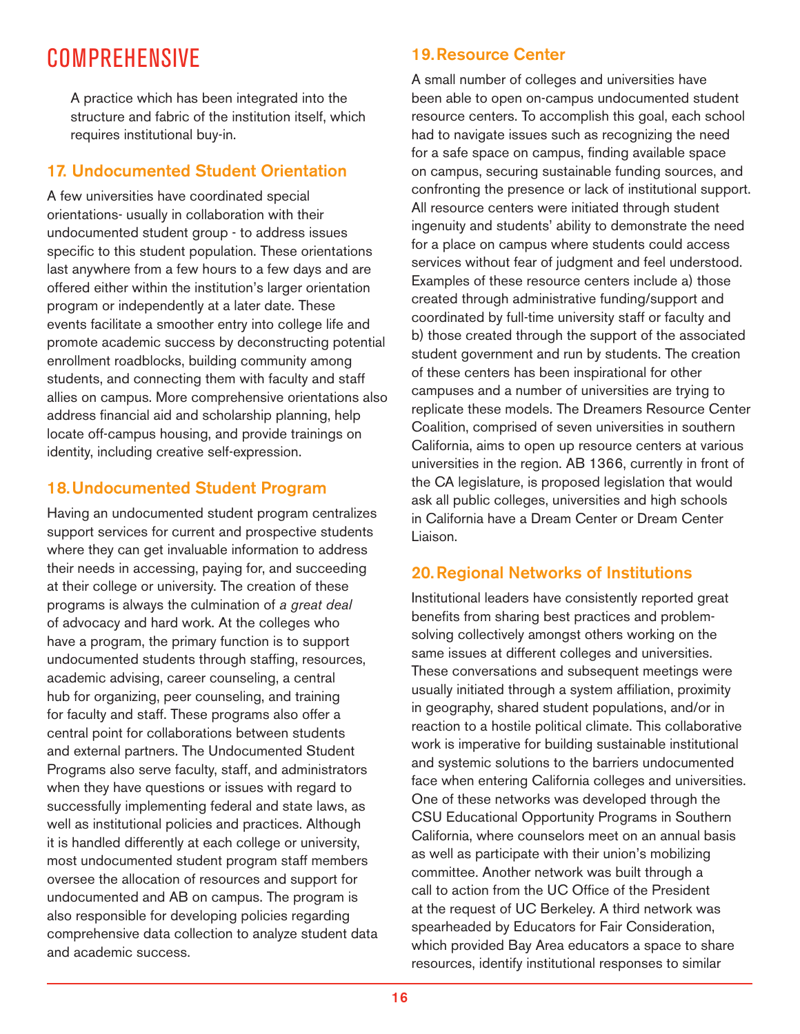# COMPREHENSIVE

A practice which has been integrated into the structure and fabric of the institution itself, which requires institutional buy-in.

## 17. Undocumented Student Orientation

A few universities have coordinated special orientations- usually in collaboration with their undocumented student group - to address issues specific to this student population. These orientations last anywhere from a few hours to a few days and are offered either within the institution's larger orientation program or independently at a later date. These events facilitate a smoother entry into college life and promote academic success by deconstructing potential enrollment roadblocks, building community among students, and connecting them with faculty and staff allies on campus. More comprehensive orientations also address financial aid and scholarship planning, help locate off-campus housing, and provide trainings on identity, including creative self-expression.

## 18. Undocumented Student Program

Having an undocumented student program centralizes support services for current and prospective students where they can get invaluable information to address their needs in accessing, paying for, and succeeding at their college or university. The creation of these programs is always the culmination of *a great deal* of advocacy and hard work. At the colleges who have a program, the primary function is to support undocumented students through staffing, resources, academic advising, career counseling, a central hub for organizing, peer counseling, and training for faculty and staff. These programs also offer a central point for collaborations between students and external partners. The Undocumented Student Programs also serve faculty, staff, and administrators when they have questions or issues with regard to successfully implementing federal and state laws, as well as institutional policies and practices. Although it is handled differently at each college or university, most undocumented student program staff members oversee the allocation of resources and support for undocumented and AB on campus. The program is also responsible for developing policies regarding comprehensive data collection to analyze student data and academic success.

## 19. Resource Center

A small number of colleges and universities have been able to open on-campus undocumented student resource centers. To accomplish this goal, each school had to navigate issues such as recognizing the need for a safe space on campus, finding available space on campus, securing sustainable funding sources, and confronting the presence or lack of institutional support. All resource centers were initiated through student ingenuity and students' ability to demonstrate the need for a place on campus where students could access services without fear of judgment and feel understood. Examples of these resource centers include a) those created through administrative funding/support and coordinated by full-time university staff or faculty and b) those created through the support of the associated student government and run by students. The creation of these centers has been inspirational for other campuses and a number of universities are trying to replicate these models. The Dreamers Resource Center Coalition, comprised of seven universities in southern California, aims to open up resource centers at various universities in the region. AB 1366, currently in front of the CA legislature, is proposed legislation that would ask all public colleges, universities and high schools in California have a Dream Center or Dream Center Liaison.

## 20. Regional Networks of Institutions

Institutional leaders have consistently reported great benefits from sharing best practices and problem-solving collectively amongst others working on the same issues at different colleges and universities. These conversations and subsequent meetings were usually initiated through a system affiliation, proximity in geography, shared student populations, and/or in reaction to a hostile political climate. This collaborative work is imperative for building sustainable institutional and systemic solutions to the barriers undocumented face when entering California colleges and universities. One of these networks was developed through the CSU Educational Opportunity Programs in Southern California, where counselors meet on an annual basis as well as participate with their union's mobilizing committee. Another network was built through a call to action from the UC Office of the President at the request of UC Berkeley. A third network was spearheaded by Educators for Fair Consideration, which provided Bay Area educators a space to share resources, identify institutional responses to similar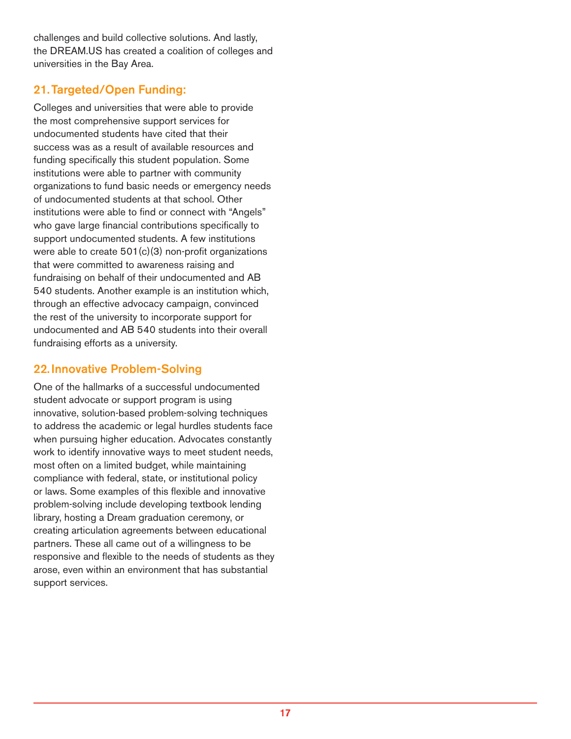challenges and build collective solutions. And lastly, the DREAM.US has created a coalition of colleges and universities in the Bay Area.

## 21. Targeted/Open Funding:

Colleges and universities that were able to provide the most comprehensive support services for undocumented students have cited that their success was as a result of available resources and funding specifically this student population. Some institutions were able to partner with community organizations to fund basic needs or emergency needs of undocumented students at that school. Other institutions were able to find or connect with "Angels" who gave large financial contributions specifically to support undocumented students. A few institutions were able to create 501(c)(3) non-profit organizations that were committed to awareness raising and fundraising on behalf of their undocumented and AB 540 students. Another example is an institution which, through an effective advocacy campaign, convinced the rest of the university to incorporate support for undocumented and AB 540 students into their overall fundraising efforts as a university.

## 22. Innovative Problem-Solving

One of the hallmarks of a successful undocumented student advocate or support program is using innovative, solution-based problem-solving techniques to address the academic or legal hurdles students face when pursuing higher education. Advocates constantly work to identify innovative ways to meet student needs, most often on a limited budget, while maintaining compliance with federal, state, or institutional policy or laws. Some examples of this flexible and innovative problem-solving include developing textbook lending library, hosting a Dream graduation ceremony, or creating articulation agreements between educational partners. These all came out of a willingness to be responsive and flexible to the needs of students as they arose, even within an environment that has substantial support services.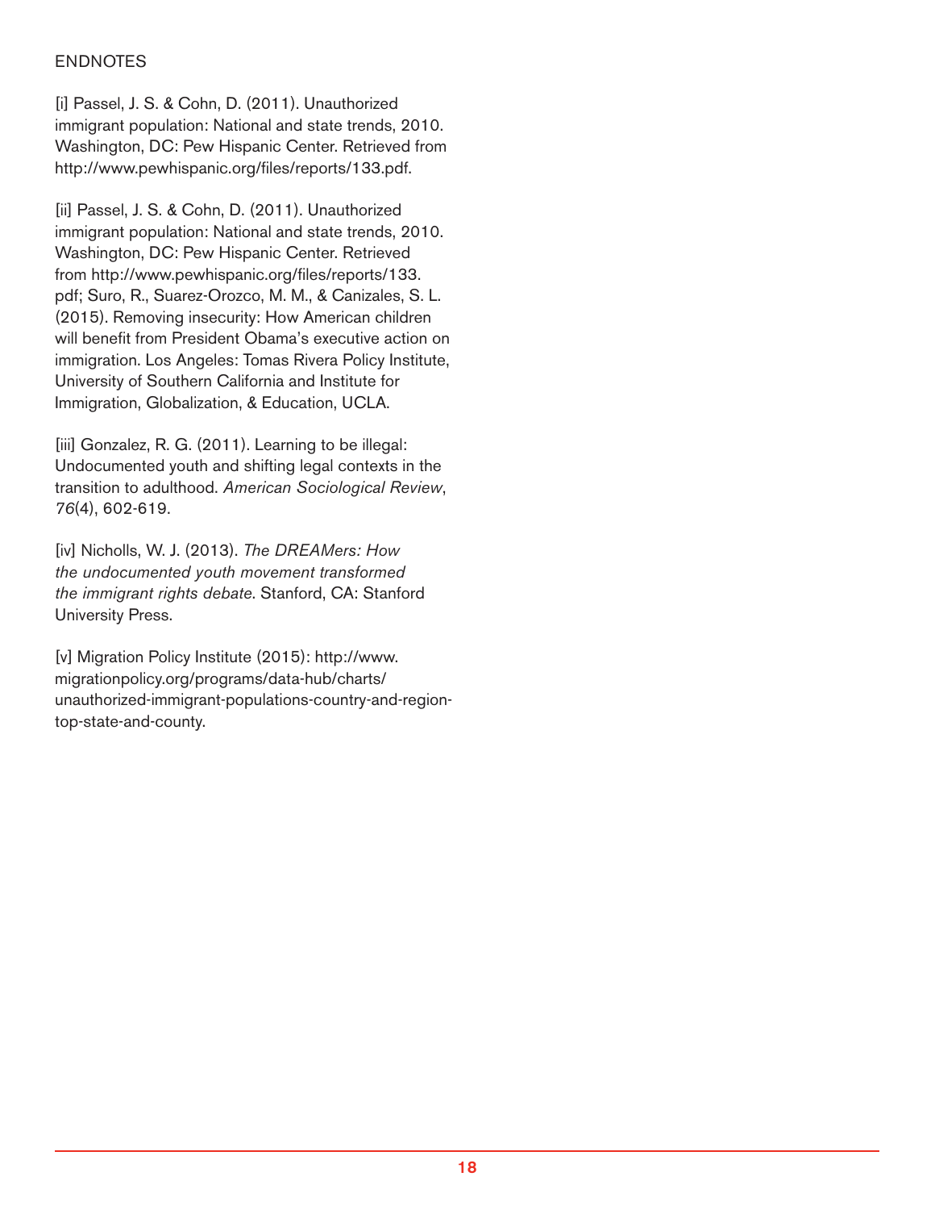## ENDNOTES

[i] Passel, J. S. & Cohn, D. (2011). Unauthorized immigrant population: National and state trends, 2010. Washington, DC: Pew Hispanic Center. Retrieved from http://www.pewhispanic.org/files/reports/133.pdf.

[ii] Passel, J. S. & Cohn, D. (2011). Unauthorized immigrant population: National and state trends, 2010. Washington, DC: Pew Hispanic Center. Retrieved from http://www.pewhispanic.org/files/reports/133.pdf; Suro, R., Suarez-Orozco, M. M., & Canizales, S. L. (2015). Removing insecurity: How American children will benefit from President Obama's executive action on immigration. Los Angeles: Tomas Rivera Policy Institute, University of Southern California and Institute for Immigration, Globalization, & Education, UCLA.

[iii] Gonzalez, R. G. (2011). Learning to be illegal: Undocumented youth and shifting legal contexts in the transition to adulthood. *American Sociological Review*, *76*(4), 602-619.

[iv] Nicholls, W. J. (2013). *The DREAMers: How the undocumented youth movement transformed the immigrant rights debate*. Stanford, CA: Stanford University Press.

[v] Migration Policy Institute (2015): http://www.migrationpolicy.org/programs/data-hub/charts/unauthorized-immigrant-populations-country-and-region-top-state-and-county.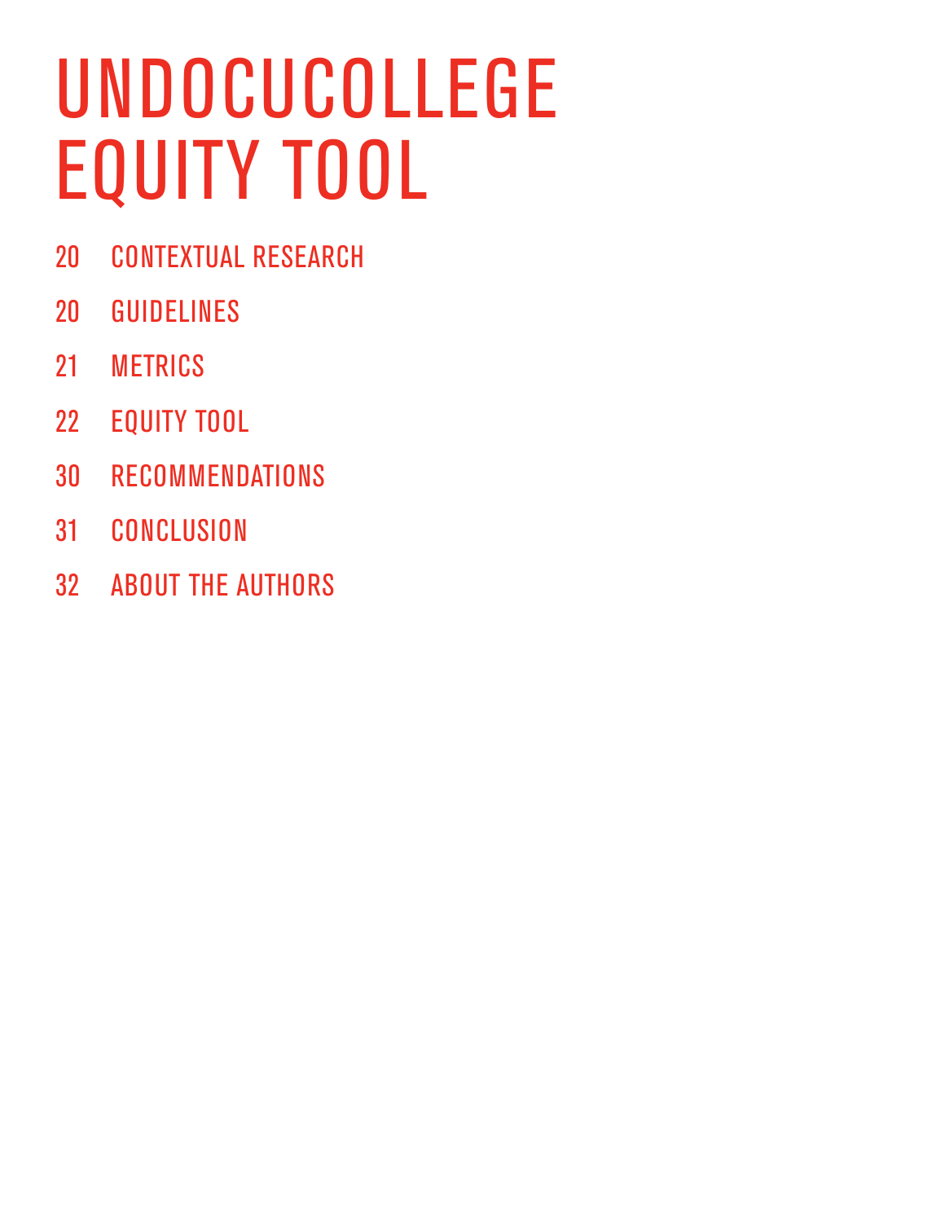# UNDOCUCOLLEGE EQUITY TOOL

20 CONTEXTUAL RESEARCH

20 GUIDELINES

21 METRICS

22 EQUITY TOOL

30 RECOMMENDATIONS

31 CONCLUSION

32 ABOUT THE AUTHORS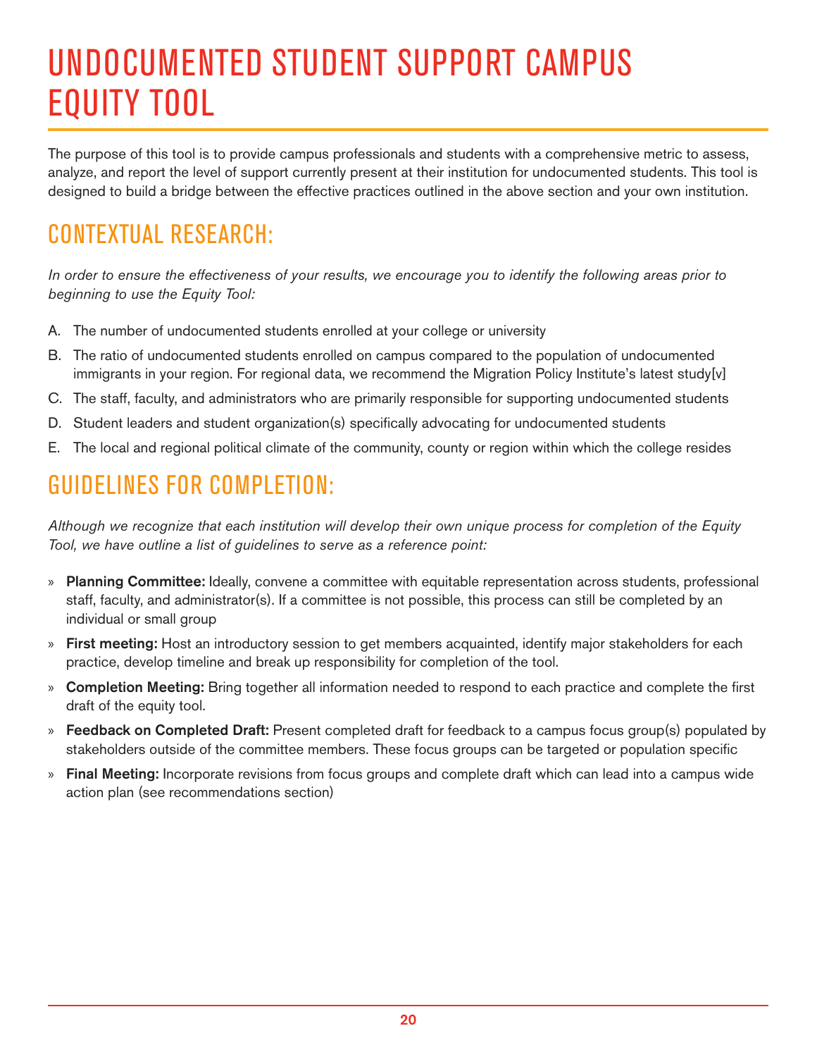# UNDOCUMENTED STUDENT SUPPORT CAMPUS EQUITY TOOL

The purpose of this tool is to provide campus professionals and students with a comprehensive metric to assess, analyze, and report the level of support currently present at their institution for undocumented students. This tool is designed to build a bridge between the effective practices outlined in the above section and your own institution.

## CONTEXTUAL RESEARCH:

*In order to ensure the effectiveness of your results, we encourage you to identify the following areas prior to beginning to use the Equity Tool:*

A. The number of undocumented students enrolled at your college or university
B. The ratio of undocumented students enrolled on campus compared to the population of undocumented immigrants in your region. For regional data, we recommend the Migration Policy Institute's latest study[v]
C. The staff, faculty, and administrators who are primarily responsible for supporting undocumented students
D. Student leaders and student organization(s) specifically advocating for undocumented students
E. The local and regional political climate of the community, county or region within which the college resides

## GUIDELINES FOR COMPLETION:

*Although we recognize that each institution will develop their own unique process for completion of the Equity Tool, we have outline a list of guidelines to serve as a reference point:*

- **Planning Committee:** Ideally, convene a committee with equitable representation across students, professional staff, faculty, and administrator(s). If a committee is not possible, this process can still be completed by an individual or small group
- **First meeting:** Host an introductory session to get members acquainted, identify major stakeholders for each practice, develop timeline and break up responsibility for completion of the tool.
- **Completion Meeting:** Bring together all information needed to respond to each practice and complete the first draft of the equity tool.
- **Feedback on Completed Draft:** Present completed draft for feedback to a campus focus group(s) populated by stakeholders outside of the committee members. These focus groups can be targeted or population specific
- **Final Meeting:** Incorporate revisions from focus groups and complete draft which can lead into a campus wide action plan (see recommendations section)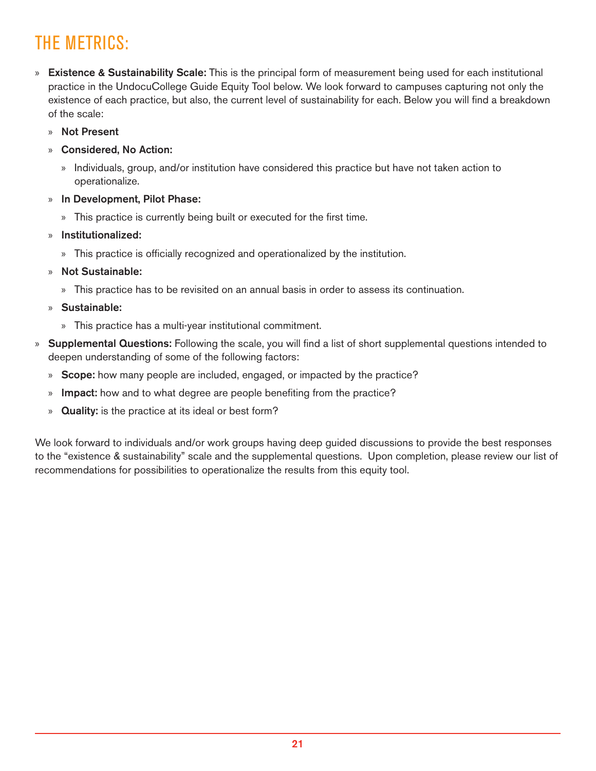# THE METRICS:

- **Existence & Sustainability Scale:** This is the principal form of measurement being used for each institutional practice in the UndocuCollege Guide Equity Tool below. We look forward to campuses capturing not only the existence of each practice, but also, the current level of sustainability for each. Below you will find a breakdown of the scale:
  - **Not Present**
  - **Considered, No Action:**
    - Individuals, group, and/or institution have considered this practice but have not taken action to operationalize.
  - **In Development, Pilot Phase:**
    - This practice is currently being built or executed for the first time.
  - **Institutionalized:**
    - This practice is officially recognized and operationalized by the institution.
  - **Not Sustainable:**
    - This practice has to be revisited on an annual basis in order to assess its continuation.
  - **Sustainable:**
    - This practice has a multi-year institutional commitment.
- **Supplemental Questions:** Following the scale, you will find a list of short supplemental questions intended to deepen understanding of some of the following factors:
  - **Scope:** how many people are included, engaged, or impacted by the practice?
  - **Impact:** how and to what degree are people benefiting from the practice?
  - **Quality:** is the practice at its ideal or best form?

We look forward to individuals and/or work groups having deep guided discussions to provide the best responses to the "existence & sustainability" scale and the supplemental questions. Upon completion, please review our list of recommendations for possibilities to operationalize the results from this equity tool.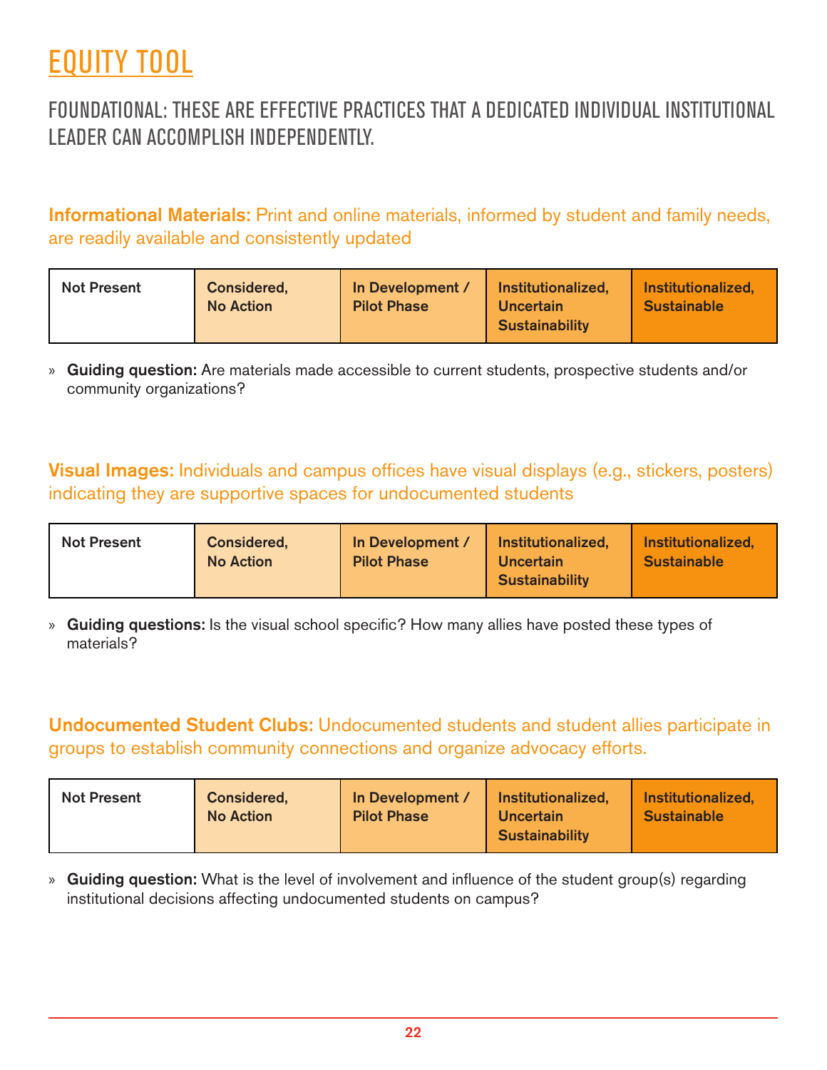# EQUITY TOOL

## FOUNDATIONAL: THESE ARE EFFECTIVE PRACTICES THAT A DEDICATED INDIVIDUAL INSTITUTIONAL LEADER CAN ACCOMPLISH INDEPENDENTLY.

**Informational Materials:** Print and online materials, informed by student and family needs, are readily available and consistently updated

| Not Present | Considered, No Action | In Development / Pilot Phase | Institutionalized, Uncertain Sustainability | Institutionalized, Sustainable |
|---|---|---|---|---|

» **Guiding question:** Are materials made accessible to current students, prospective students and/or community organizations?

**Visual Images:** Individuals and campus offices have visual displays (e.g., stickers, posters) indicating they are supportive spaces for undocumented students

| Not Present | Considered, No Action | In Development / Pilot Phase | Institutionalized, Uncertain Sustainability | Institutionalized, Sustainable |
|---|---|---|---|---|

» **Guiding questions:** Is the visual school specific? How many allies have posted these types of materials?

**Undocumented Student Clubs:** Undocumented students and student allies participate in groups to establish community connections and organize advocacy efforts.

| Not Present | Considered, No Action | In Development / Pilot Phase | Institutionalized, Uncertain Sustainability | Institutionalized, Sustainable |
|---|---|---|---|---|

» **Guiding question:** What is the level of involvement and influence of the student group(s) regarding institutional decisions affecting undocumented students on campus?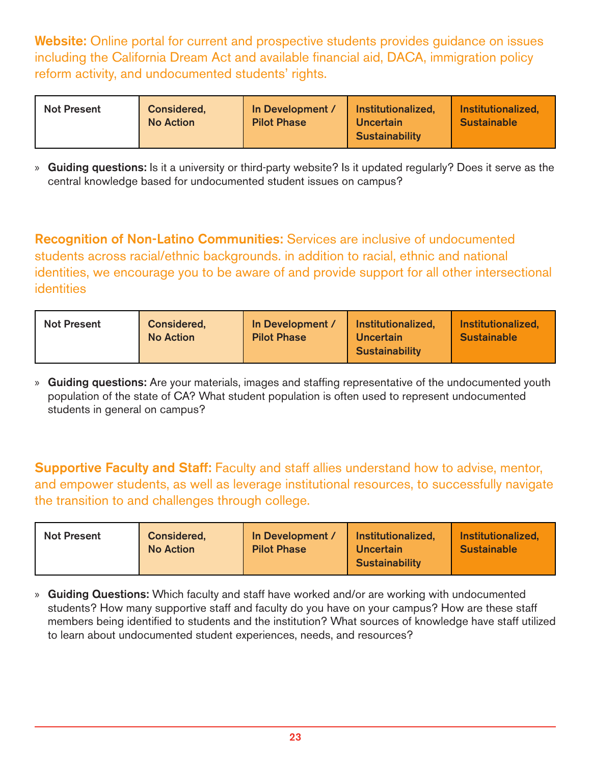**Website:** Online portal for current and prospective students provides guidance on issues including the California Dream Act and available financial aid, DACA, immigration policy reform activity, and undocumented students' rights.

| Not Present | Considered, No Action | In Development / Pilot Phase | Institutionalized, Uncertain Sustainability | Institutionalized, Sustainable |
|---|---|---|---|---|

» **Guiding questions:** Is it a university or third-party website? Is it updated regularly? Does it serve as the central knowledge based for undocumented student issues on campus?

**Recognition of Non-Latino Communities:** Services are inclusive of undocumented students across racial/ethnic backgrounds. in addition to racial, ethnic and national identities, we encourage you to be aware of and provide support for all other intersectional identities

| Not Present | Considered, No Action | In Development / Pilot Phase | Institutionalized, Uncertain Sustainability | Institutionalized, Sustainable |
|---|---|---|---|---|

» **Guiding questions:** Are your materials, images and staffing representative of the undocumented youth population of the state of CA? What student population is often used to represent undocumented students in general on campus?

**Supportive Faculty and Staff:** Faculty and staff allies understand how to advise, mentor, and empower students, as well as leverage institutional resources, to successfully navigate the transition to and challenges through college.

| Not Present | Considered, No Action | In Development / Pilot Phase | Institutionalized, Uncertain Sustainability | Institutionalized, Sustainable |
|---|---|---|---|---|

» **Guiding Questions:** Which faculty and staff have worked and/or are working with undocumented students? How many supportive staff and faculty do you have on your campus? How are these staff members being identified to students and the institution? What sources of knowledge have staff utilized to learn about undocumented student experiences, needs, and resources?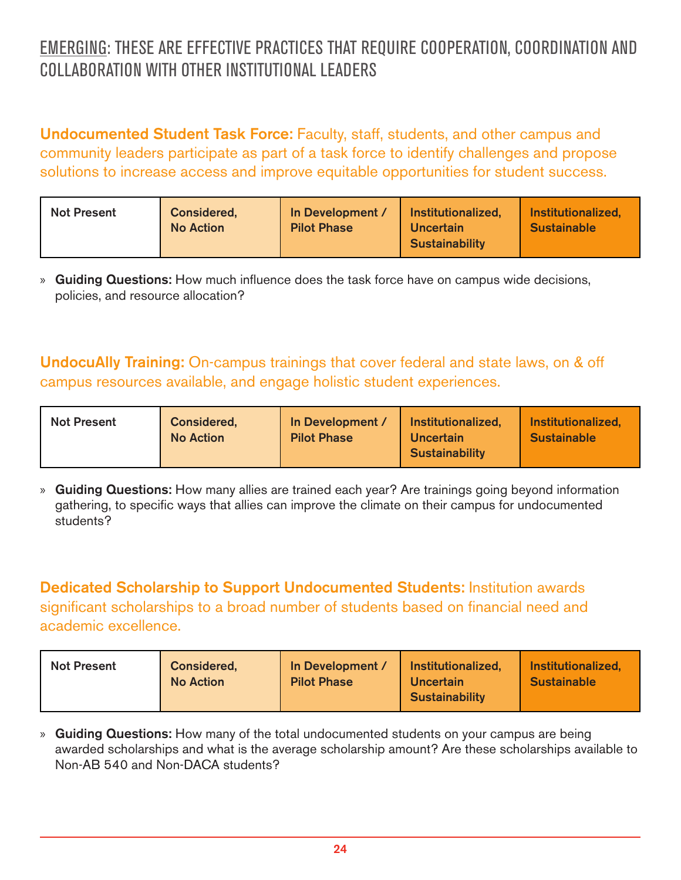## <u>EMERGING</u>: THESE ARE EFFECTIVE PRACTICES THAT REQUIRE COOPERATION, COORDINATION AND COLLABORATION WITH OTHER INSTITUTIONAL LEADERS

**Undocumented Student Task Force:** Faculty, staff, students, and other campus and community leaders participate as part of a task force to identify challenges and propose solutions to increase access and improve equitable opportunities for student success.

| Not Present | Considered, No Action | In Development / Pilot Phase | Institutionalized, Uncertain Sustainability | Institutionalized, Sustainable |
|---|---|---|---|---|

» **Guiding Questions:** How much influence does the task force have on campus wide decisions, policies, and resource allocation?

**UndocuAlly Training:** On-campus trainings that cover federal and state laws, on & off campus resources available, and engage holistic student experiences.

| Not Present | Considered, No Action | In Development / Pilot Phase | Institutionalized, Uncertain Sustainability | Institutionalized, Sustainable |
|---|---|---|---|---|

» **Guiding Questions:** How many allies are trained each year? Are trainings going beyond information gathering, to specific ways that allies can improve the climate on their campus for undocumented students?

**Dedicated Scholarship to Support Undocumented Students:** Institution awards significant scholarships to a broad number of students based on financial need and academic excellence.

| Not Present | Considered, No Action | In Development / Pilot Phase | Institutionalized, Uncertain Sustainability | Institutionalized, Sustainable |
|---|---|---|---|---|

» **Guiding Questions:** How many of the total undocumented students on your campus are being awarded scholarships and what is the average scholarship amount? Are these scholarships available to Non-AB 540 and Non-DACA students?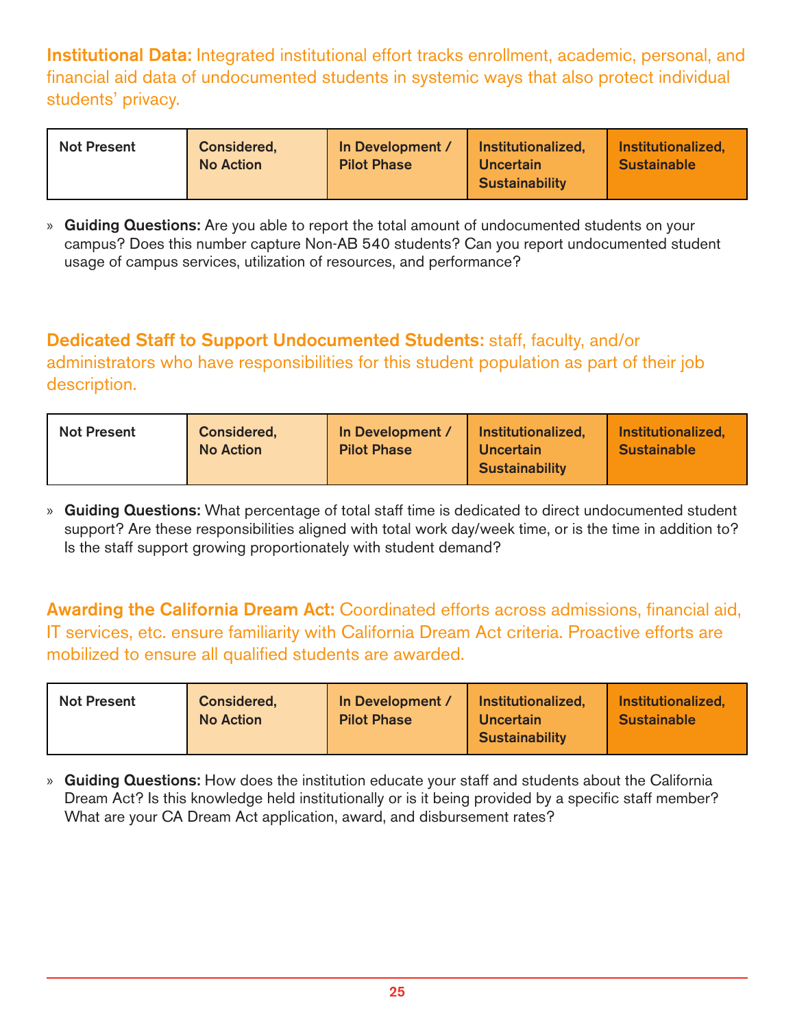**Institutional Data:** Integrated institutional effort tracks enrollment, academic, personal, and financial aid data of undocumented students in systemic ways that also protect individual students' privacy.

| Not Present | Considered, No Action | In Development / Pilot Phase | Institutionalized, Uncertain Sustainability | Institutionalized, Sustainable |
|---|---|---|---|---|

» **Guiding Questions:** Are you able to report the total amount of undocumented students on your campus? Does this number capture Non-AB 540 students? Can you report undocumented student usage of campus services, utilization of resources, and performance?

**Dedicated Staff to Support Undocumented Students:** staff, faculty, and/or administrators who have responsibilities for this student population as part of their job description.

| Not Present | Considered, No Action | In Development / Pilot Phase | Institutionalized, Uncertain Sustainability | Institutionalized, Sustainable |
|---|---|---|---|---|

» **Guiding Questions:** What percentage of total staff time is dedicated to direct undocumented student support? Are these responsibilities aligned with total work day/week time, or is the time in addition to? Is the staff support growing proportionately with student demand?

**Awarding the California Dream Act:** Coordinated efforts across admissions, financial aid, IT services, etc. ensure familiarity with California Dream Act criteria. Proactive efforts are mobilized to ensure all qualified students are awarded.

| Not Present | Considered, No Action | In Development / Pilot Phase | Institutionalized, Uncertain Sustainability | Institutionalized, Sustainable |
|---|---|---|---|---|

» **Guiding Questions:** How does the institution educate your staff and students about the California Dream Act? Is this knowledge held institutionally or is it being provided by a specific staff member? What are your CA Dream Act application, award, and disbursement rates?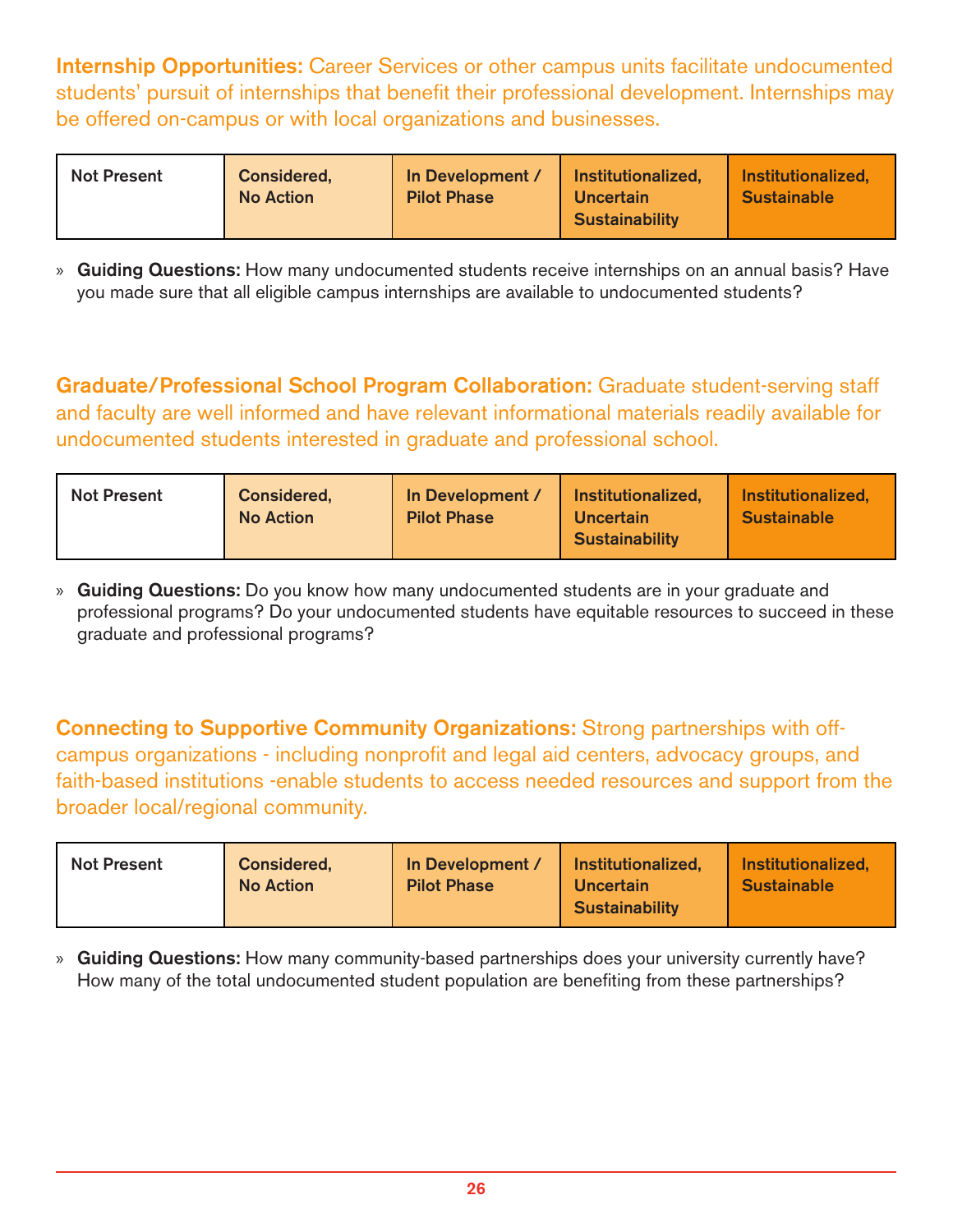**Internship Opportunities:** Career Services or other campus units facilitate undocumented students' pursuit of internships that benefit their professional development. Internships may be offered on-campus or with local organizations and businesses.

| Not Present | Considered, No Action | In Development / Pilot Phase | Institutionalized, Uncertain Sustainability | Institutionalized, Sustainable |
|---|---|---|---|---|

» **Guiding Questions:** How many undocumented students receive internships on an annual basis? Have you made sure that all eligible campus internships are available to undocumented students?

**Graduate/Professional School Program Collaboration:** Graduate student-serving staff and faculty are well informed and have relevant informational materials readily available for undocumented students interested in graduate and professional school.

| Not Present | Considered, No Action | In Development / Pilot Phase | Institutionalized, Uncertain Sustainability | Institutionalized, Sustainable |
|---|---|---|---|---|

» **Guiding Questions:** Do you know how many undocumented students are in your graduate and professional programs? Do your undocumented students have equitable resources to succeed in these graduate and professional programs?

**Connecting to Supportive Community Organizations:** Strong partnerships with off-campus organizations - including nonprofit and legal aid centers, advocacy groups, and faith-based institutions -enable students to access needed resources and support from the broader local/regional community.

| Not Present | Considered, No Action | In Development / Pilot Phase | Institutionalized, Uncertain Sustainability | Institutionalized, Sustainable |
|---|---|---|---|---|

» **Guiding Questions:** How many community-based partnerships does your university currently have? How many of the total undocumented student population are benefiting from these partnerships?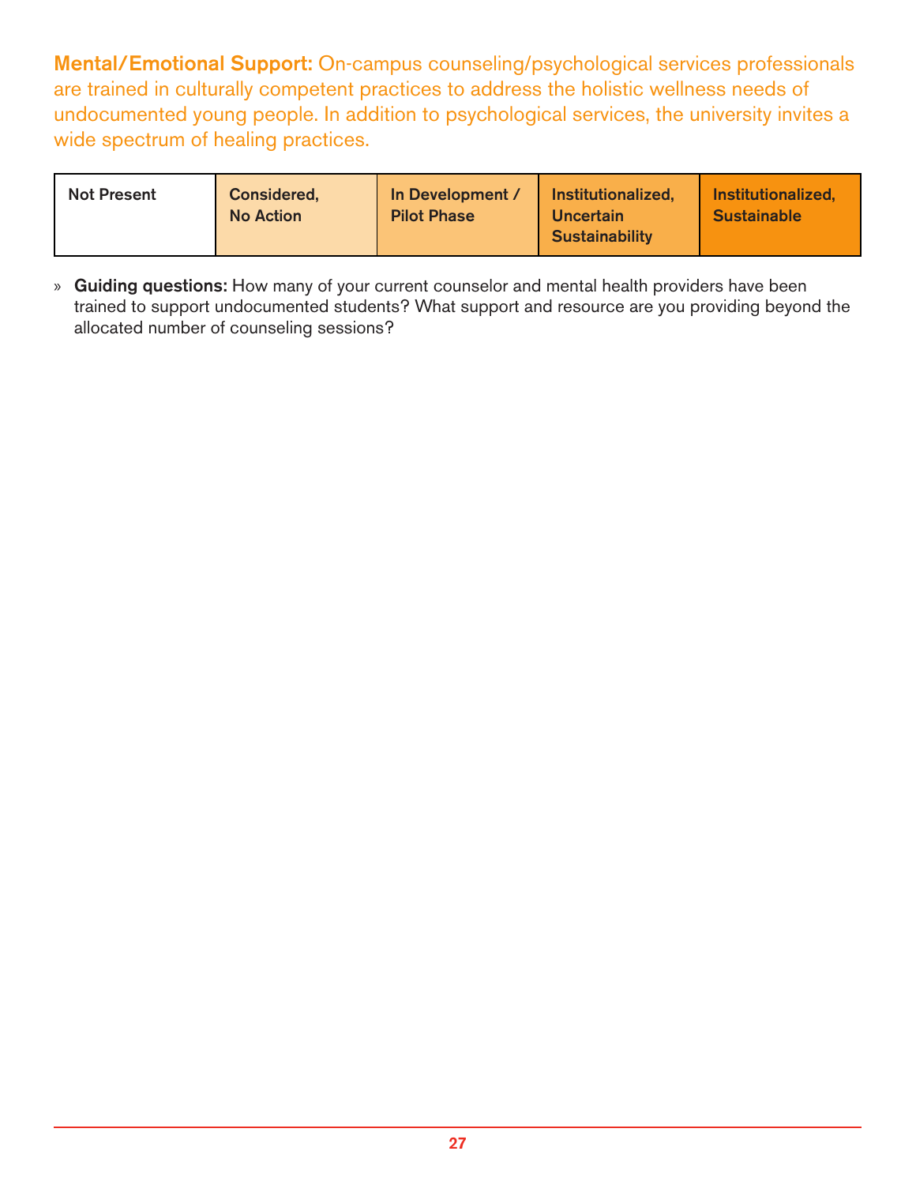**Mental/Emotional Support:** On-campus counseling/psychological services professionals are trained in culturally competent practices to address the holistic wellness needs of undocumented young people. In addition to psychological services, the university invites a wide spectrum of healing practices.

| Not Present | Considered, No Action | In Development / Pilot Phase | Institutionalized, Uncertain Sustainability | Institutionalized, Sustainable |
|---|---|---|---|---|

» **Guiding questions:** How many of your current counselor and mental health providers have been trained to support undocumented students? What support and resource are you providing beyond the allocated number of counseling sessions?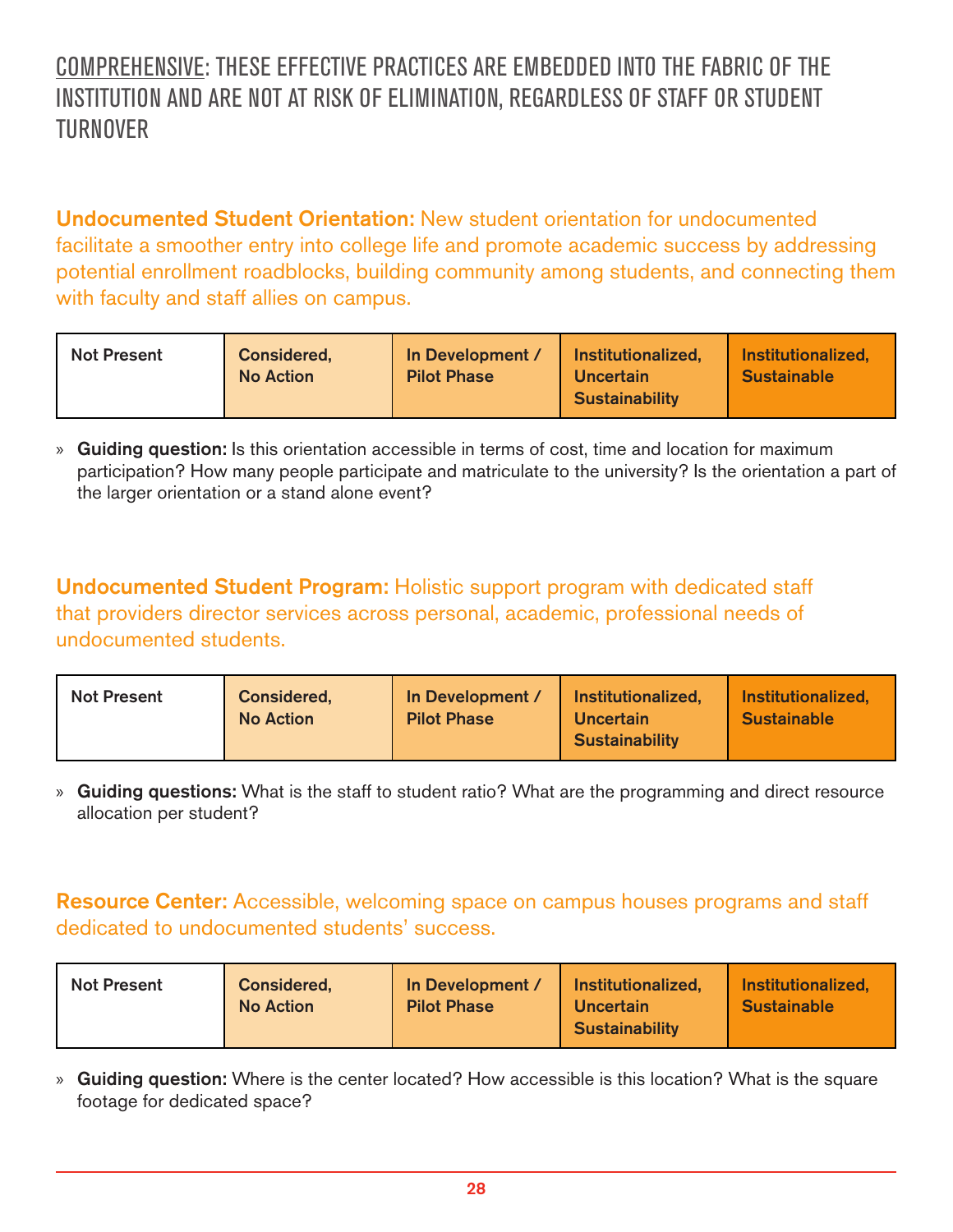## COMPREHENSIVE: THESE EFFECTIVE PRACTICES ARE EMBEDDED INTO THE FABRIC OF THE INSTITUTION AND ARE NOT AT RISK OF ELIMINATION, REGARDLESS OF STAFF OR STUDENT TURNOVER

**Undocumented Student Orientation:** New student orientation for undocumented facilitate a smoother entry into college life and promote academic success by addressing potential enrollment roadblocks, building community among students, and connecting them with faculty and staff allies on campus.

| Not Present | Considered, No Action | In Development / Pilot Phase | Institutionalized, Uncertain Sustainability | Institutionalized, Sustainable |
|---|---|---|---|---|

» **Guiding question:** Is this orientation accessible in terms of cost, time and location for maximum participation? How many people participate and matriculate to the university? Is the orientation a part of the larger orientation or a stand alone event?

**Undocumented Student Program:** Holistic support program with dedicated staff that providers director services across personal, academic, professional needs of undocumented students.

| Not Present | Considered, No Action | In Development / Pilot Phase | Institutionalized, Uncertain Sustainability | Institutionalized, Sustainable |
|---|---|---|---|---|

» **Guiding questions:** What is the staff to student ratio? What are the programming and direct resource allocation per student?

**Resource Center:** Accessible, welcoming space on campus houses programs and staff dedicated to undocumented students' success.

| Not Present | Considered, No Action | In Development / Pilot Phase | Institutionalized, Uncertain Sustainability | Institutionalized, Sustainable |
|---|---|---|---|---|

» **Guiding question:** Where is the center located? How accessible is this location? What is the square footage for dedicated space?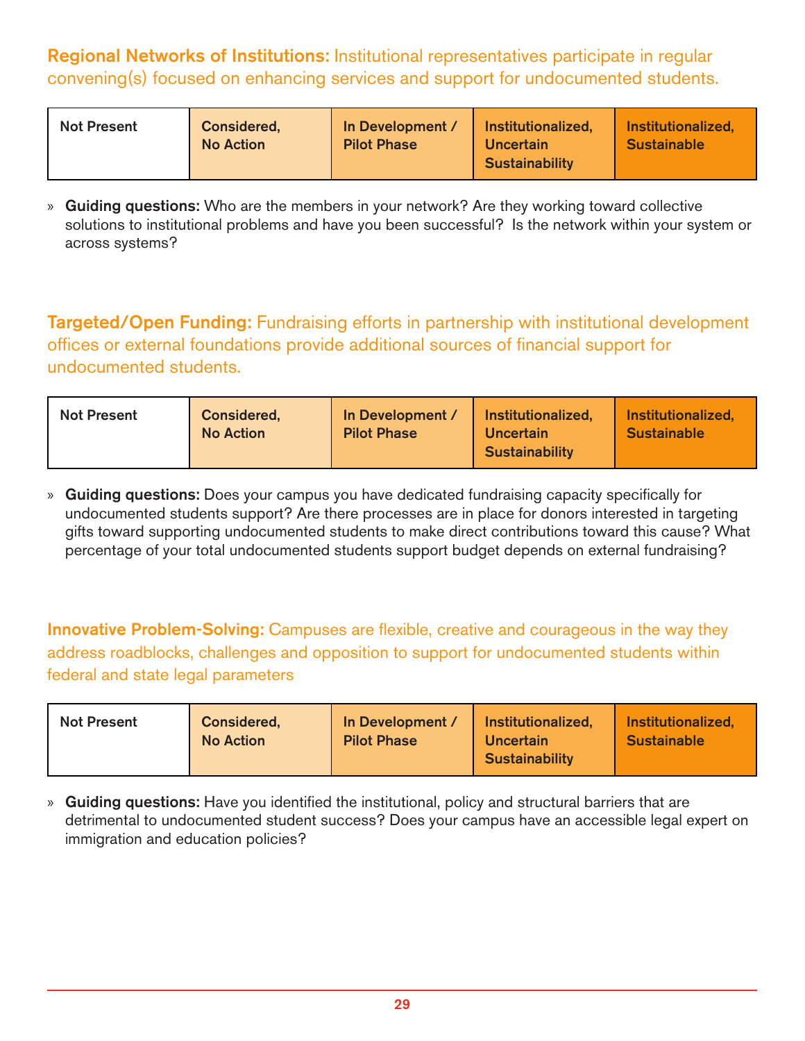**Regional Networks of Institutions:** Institutional representatives participate in regular convening(s) focused on enhancing services and support for undocumented students.

| Not Present | Considered, No Action | In Development / Pilot Phase | Institutionalized, Uncertain Sustainability | Institutionalized, Sustainable |
|---|---|---|---|---|

» **Guiding questions:** Who are the members in your network? Are they working toward collective solutions to institutional problems and have you been successful? Is the network within your system or across systems?

**Targeted/Open Funding:** Fundraising efforts in partnership with institutional development offices or external foundations provide additional sources of financial support for undocumented students.

| Not Present | Considered, No Action | In Development / Pilot Phase | Institutionalized, Uncertain Sustainability | Institutionalized, Sustainable |
|---|---|---|---|---|

» **Guiding questions:** Does your campus you have dedicated fundraising capacity specifically for undocumented students support? Are there processes are in place for donors interested in targeting gifts toward supporting undocumented students to make direct contributions toward this cause? What percentage of your total undocumented students support budget depends on external fundraising?

**Innovative Problem-Solving:** Campuses are flexible, creative and courageous in the way they address roadblocks, challenges and opposition to support for undocumented students within federal and state legal parameters

| Not Present | Considered, No Action | In Development / Pilot Phase | Institutionalized, Uncertain Sustainability | Institutionalized, Sustainable |
|---|---|---|---|---|

» **Guiding questions:** Have you identified the institutional, policy and structural barriers that are detrimental to undocumented student success? Does your campus have an accessible legal expert on immigration and education policies?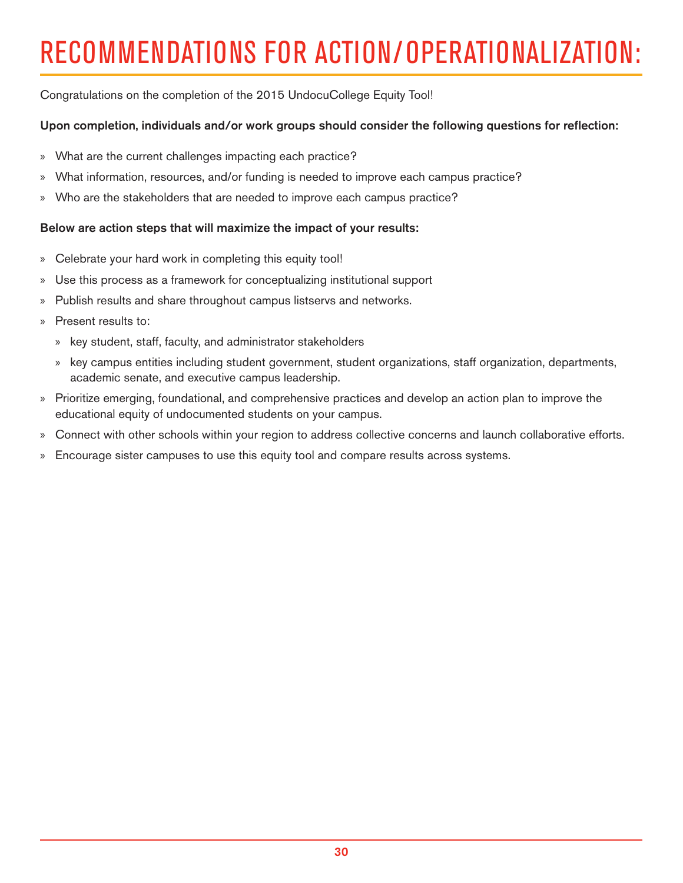# RECOMMENDATIONS FOR ACTION/OPERATIONALIZATION:

Congratulations on the completion of the 2015 UndocuCollege Equity Tool!

**Upon completion, individuals and/or work groups should consider the following questions for reflection:**

- What are the current challenges impacting each practice?
- What information, resources, and/or funding is needed to improve each campus practice?
- Who are the stakeholders that are needed to improve each campus practice?

**Below are action steps that will maximize the impact of your results:**

- Celebrate your hard work in completing this equity tool!
- Use this process as a framework for conceptualizing institutional support
- Publish results and share throughout campus listservs and networks.
- Present results to:
  - key student, staff, faculty, and administrator stakeholders
  - key campus entities including student government, student organizations, staff organization, departments, academic senate, and executive campus leadership.
- Prioritize emerging, foundational, and comprehensive practices and develop an action plan to improve the educational equity of undocumented students on your campus.
- Connect with other schools within your region to address collective concerns and launch collaborative efforts.
- Encourage sister campuses to use this equity tool and compare results across systems.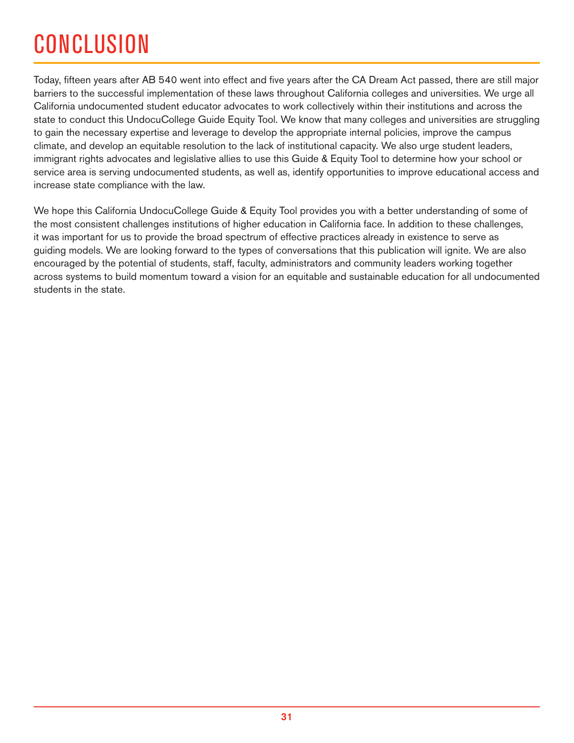# CONCLUSION

Today, fifteen years after AB 540 went into effect and five years after the CA Dream Act passed, there are still major barriers to the successful implementation of these laws throughout California colleges and universities. We urge all California undocumented student educator advocates to work collectively within their institutions and across the state to conduct this UndocuCollege Guide Equity Tool. We know that many colleges and universities are struggling to gain the necessary expertise and leverage to develop the appropriate internal policies, improve the campus climate, and develop an equitable resolution to the lack of institutional capacity. We also urge student leaders, immigrant rights advocates and legislative allies to use this Guide & Equity Tool to determine how your school or service area is serving undocumented students, as well as, identify opportunities to improve educational access and increase state compliance with the law.

We hope this California UndocuCollege Guide & Equity Tool provides you with a better understanding of some of the most consistent challenges institutions of higher education in California face. In addition to these challenges, it was important for us to provide the broad spectrum of effective practices already in existence to serve as guiding models. We are looking forward to the types of conversations that this publication will ignite. We are also encouraged by the potential of students, staff, faculty, administrators and community leaders working together across systems to build momentum toward a vision for an equitable and sustainable education for all undocumented students in the state.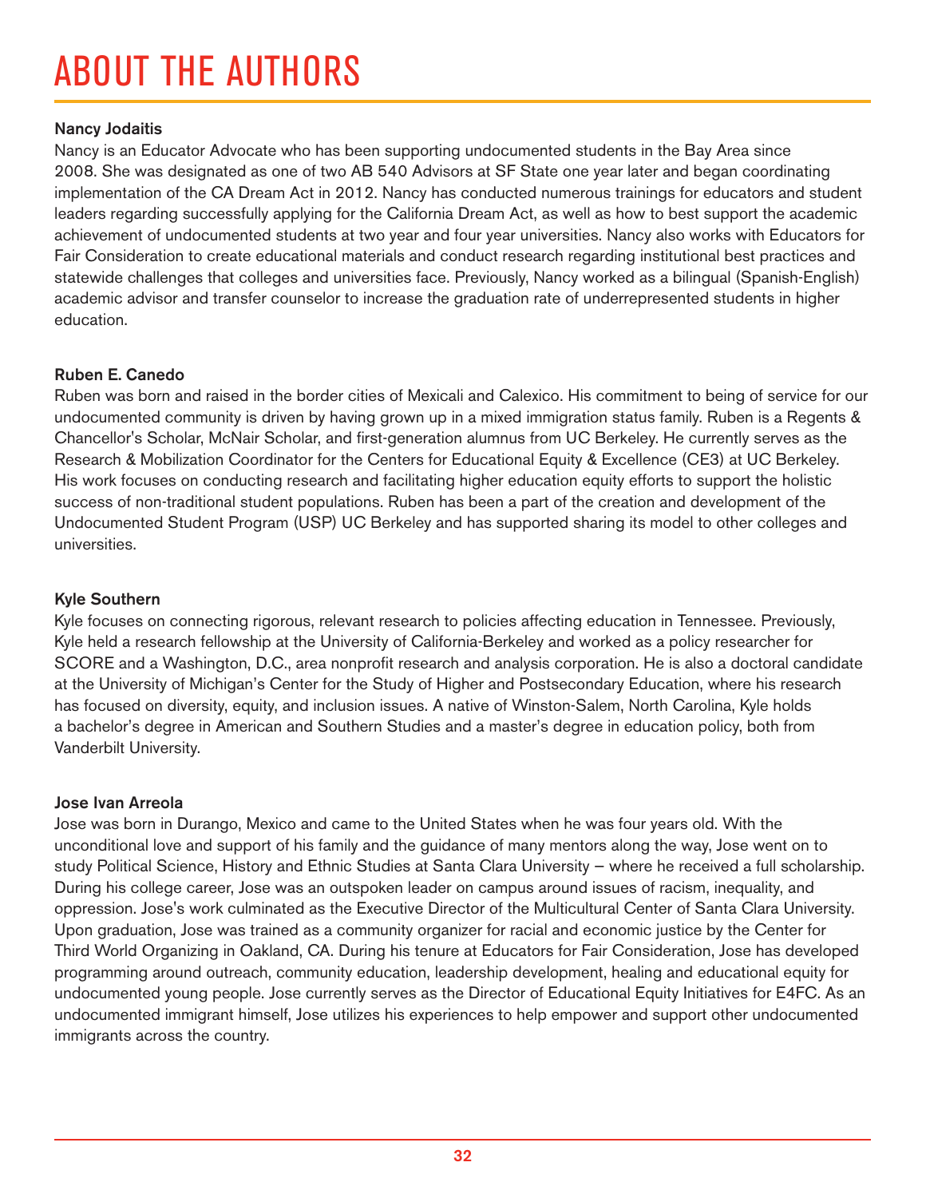# ABOUT THE AUTHORS

**Nancy Jodaitis**

Nancy is an Educator Advocate who has been supporting undocumented students in the Bay Area since 2008. She was designated as one of two AB 540 Advisors at SF State one year later and began coordinating implementation of the CA Dream Act in 2012. Nancy has conducted numerous trainings for educators and student leaders regarding successfully applying for the California Dream Act, as well as how to best support the academic achievement of undocumented students at two year and four year universities. Nancy also works with Educators for Fair Consideration to create educational materials and conduct research regarding institutional best practices and statewide challenges that colleges and universities face. Previously, Nancy worked as a bilingual (Spanish-English) academic advisor and transfer counselor to increase the graduation rate of underrepresented students in higher education.

**Ruben E. Canedo**

Ruben was born and raised in the border cities of Mexicali and Calexico. His commitment to being of service for our undocumented community is driven by having grown up in a mixed immigration status family. Ruben is a Regents & Chancellor's Scholar, McNair Scholar, and first-generation alumnus from UC Berkeley. He currently serves as the Research & Mobilization Coordinator for the Centers for Educational Equity & Excellence (CE3) at UC Berkeley. His work focuses on conducting research and facilitating higher education equity efforts to support the holistic success of non-traditional student populations. Ruben has been a part of the creation and development of the Undocumented Student Program (USP) UC Berkeley and has supported sharing its model to other colleges and universities.

**Kyle Southern**

Kyle focuses on connecting rigorous, relevant research to policies affecting education in Tennessee. Previously, Kyle held a research fellowship at the University of California-Berkeley and worked as a policy researcher for SCORE and a Washington, D.C., area nonprofit research and analysis corporation. He is also a doctoral candidate at the University of Michigan's Center for the Study of Higher and Postsecondary Education, where his research has focused on diversity, equity, and inclusion issues. A native of Winston-Salem, North Carolina, Kyle holds a bachelor's degree in American and Southern Studies and a master's degree in education policy, both from Vanderbilt University.

**Jose Ivan Arreola**

Jose was born in Durango, Mexico and came to the United States when he was four years old. With the unconditional love and support of his family and the guidance of many mentors along the way, Jose went on to study Political Science, History and Ethnic Studies at Santa Clara University – where he received a full scholarship. During his college career, Jose was an outspoken leader on campus around issues of racism, inequality, and oppression. Jose's work culminated as the Executive Director of the Multicultural Center of Santa Clara University. Upon graduation, Jose was trained as a community organizer for racial and economic justice by the Center for Third World Organizing in Oakland, CA. During his tenure at Educators for Fair Consideration, Jose has developed programming around outreach, community education, leadership development, healing and educational equity for undocumented young people. Jose currently serves as the Director of Educational Equity Initiatives for E4FC. As an undocumented immigrant himself, Jose utilizes his experiences to help empower and support other undocumented immigrants across the country.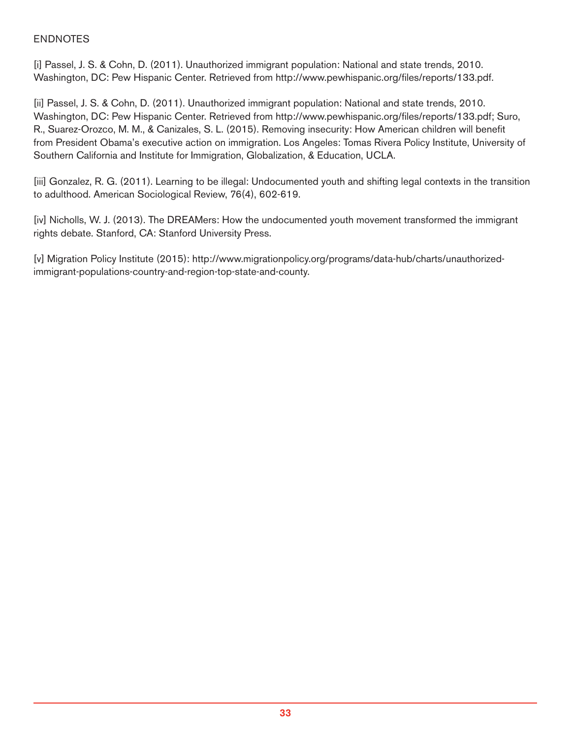## ENDNOTES

[i] Passel, J. S. & Cohn, D. (2011). Unauthorized immigrant population: National and state trends, 2010. Washington, DC: Pew Hispanic Center. Retrieved from http://www.pewhispanic.org/files/reports/133.pdf.

[ii] Passel, J. S. & Cohn, D. (2011). Unauthorized immigrant population: National and state trends, 2010. Washington, DC: Pew Hispanic Center. Retrieved from http://www.pewhispanic.org/files/reports/133.pdf; Suro, R., Suarez-Orozco, M. M., & Canizales, S. L. (2015). Removing insecurity: How American children will benefit from President Obama's executive action on immigration. Los Angeles: Tomas Rivera Policy Institute, University of Southern California and Institute for Immigration, Globalization, & Education, UCLA.

[iii] Gonzalez, R. G. (2011). Learning to be illegal: Undocumented youth and shifting legal contexts in the transition to adulthood. American Sociological Review, 76(4), 602-619.

[iv] Nicholls, W. J. (2013). The DREAMers: How the undocumented youth movement transformed the immigrant rights debate. Stanford, CA: Stanford University Press.

[v] Migration Policy Institute (2015): http://www.migrationpolicy.org/programs/data-hub/charts/unauthorized-immigrant-populations-country-and-region-top-state-and-county.